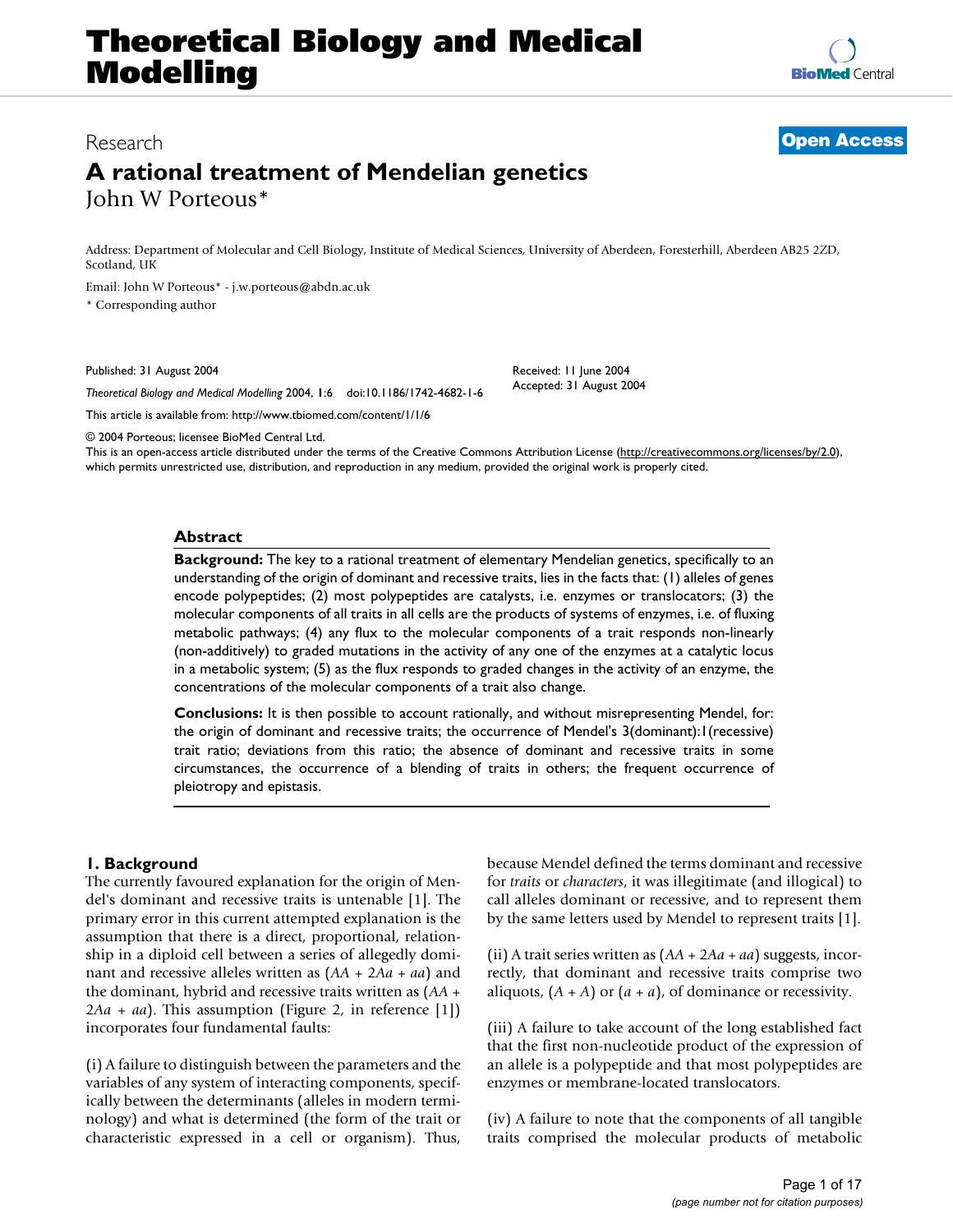# Theoretical Biology and Medical Modelling

Research

**Open Access**

# A rational treatment of Mendelian genetics

John W Porteous*

Address: Department of Molecular and Cell Biology, Institute of Medical Sciences, University of Aberdeen, Foresterhill, Aberdeen AB25 2ZD, Scotland, UK

Email: John W Porteous* - j.w.porteous@abdn.ac.uk

* Corresponding author

Published: 31 August 2004

*Theoretical Biology and Medical Modelling* 2004, **1**:6 doi:10.1186/1742-4682-1-6

Received: 11 June 2004
Accepted: 31 August 2004

This article is available from: http://www.tbiomed.com/content/1/1/6

© 2004 Porteous; licensee BioMed Central Ltd.
This is an open-access article distributed under the terms of the Creative Commons Attribution License (http://creativecommons.org/licenses/by/2.0), which permits unrestricted use, distribution, and reproduction in any medium, provided the original work is properly cited.

## Abstract

**Background:** The key to a rational treatment of elementary Mendelian genetics, specifically to an understanding of the origin of dominant and recessive traits, lies in the facts that: (1) alleles of genes encode polypeptides; (2) most polypeptides are catalysts, i.e. enzymes or translocators; (3) the molecular components of all traits in all cells are the products of systems of enzymes, i.e. of fluxing metabolic pathways; (4) any flux to the molecular components of a trait responds non-linearly (non-additively) to graded mutations in the activity of any one of the enzymes at a catalytic locus in a metabolic system; (5) as the flux responds to graded changes in the activity of an enzyme, the concentrations of the molecular components of a trait also change.

**Conclusions:** It is then possible to account rationally, and without misrepresenting Mendel, for: the origin of dominant and recessive traits; the occurrence of Mendel's 3(dominant):1(recessive) trait ratio; deviations from this ratio; the absence of dominant and recessive traits in some circumstances, the occurrence of a blending of traits in others; the frequent occurrence of pleiotropy and epistasis.

## 1. Background

The currently favoured explanation for the origin of Mendel's dominant and recessive traits is untenable [1]. The primary error in this current attempted explanation is the assumption that there is a direct, proportional, relationship in a diploid cell between a series of allegedly dominant and recessive alleles written as ($AA + 2Aa + aa$) and the dominant, hybrid and recessive traits written as ($AA + 2Aa + aa$). This assumption (Figure 2, in reference [1]) incorporates four fundamental faults:

(i) A failure to distinguish between the parameters and the variables of any system of interacting components, specifically between the determinants (alleles in modern terminology) and what is determined (the form of the trait or characteristic expressed in a cell or organism). Thus, because Mendel defined the terms dominant and recessive for *traits* or *characters*, it was illegitimate (and illogical) to call alleles dominant or recessive, and to represent them by the same letters used by Mendel to represent traits [1].

(ii) A trait series written as ($AA + 2Aa + aa$) suggests, incorrectly, that dominant and recessive traits comprise two aliquots, ($A + A$) or ($a + a$), of dominance or recessivity.

(iii) A failure to take account of the long established fact that the first non-nucleotide product of the expression of an allele is a polypeptide and that most polypeptides are enzymes or membrane-located translocators.

(iv) A failure to note that the components of all tangible traits comprised the molecular products of metabolic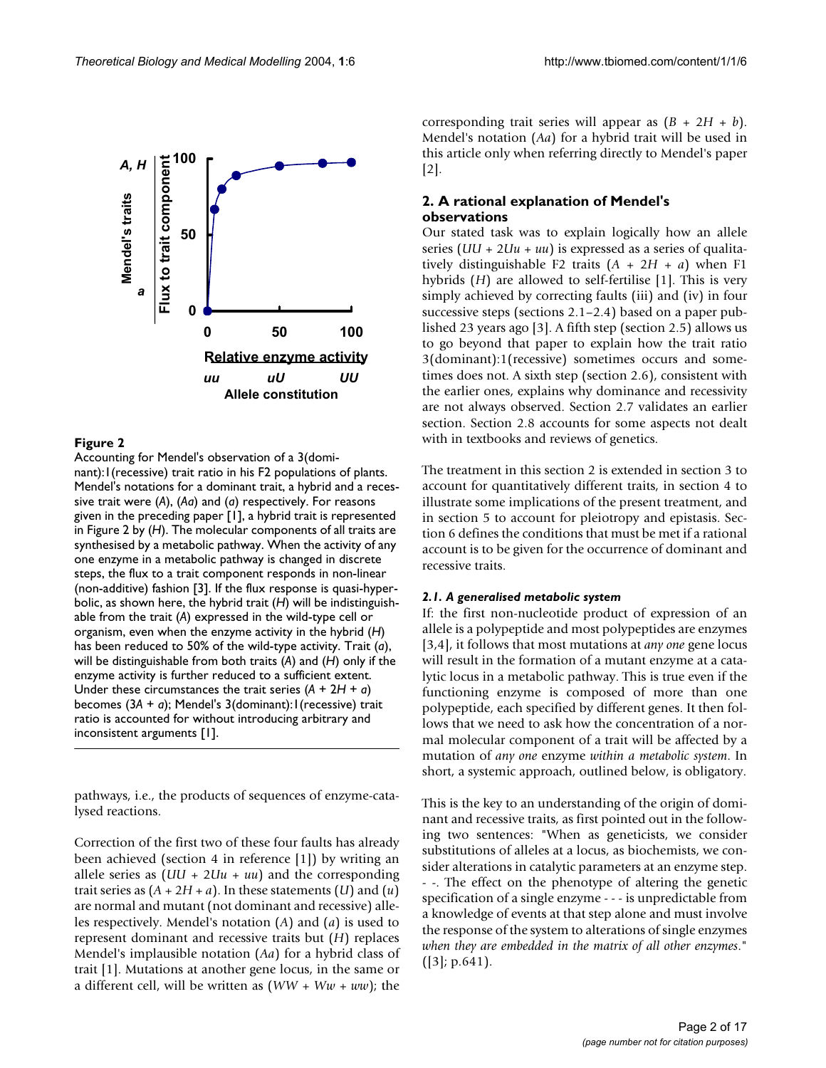**Figure 2**
Accounting for Mendel's observation of a 3(dominant):1(recessive) trait ratio in his F2 populations of plants. Mendel's notations for a dominant trait, a hybrid and a recessive trait were (*A*), (*Aa*) and (*a*) respectively. For reasons given in the preceding paper [1], a hybrid trait is represented in Figure 2 by (*H*). The molecular components of all traits are synthesised by a metabolic pathway. When the activity of any one enzyme in a metabolic pathway is changed in discrete steps, the flux to a trait component responds in non-linear (non-additive) fashion [3]. If the flux response is quasi-hyperbolic, as shown here, the hybrid trait (*H*) will be indistinguishable from the trait (*A*) expressed in the wild-type cell or organism, even when the enzyme activity in the hybrid (*H*) has been reduced to 50% of the wild-type activity. Trait (*a*), will be distinguishable from both traits (*A*) and (*H*) only if the enzyme activity is further reduced to a sufficient extent. Under these circumstances the trait series ($A + 2H + a$) becomes ($3A + a$); Mendel's 3(dominant):1(recessive) trait ratio is accounted for without introducing arbitrary and inconsistent arguments [1].

pathways, i.e., the products of sequences of enzyme-catalysed reactions.

Correction of the first two of these four faults has already been achieved (section 4 in reference [1]) by writing an allele series as ($UU + 2Uu + uu$) and the corresponding trait series as ($A + 2H + a$). In these statements ($U$) and ($u$) are normal and mutant (not dominant and recessive) alleles respectively. Mendel's notation ($A$) and ($a$) is used to represent dominant and recessive traits but ($H$) replaces Mendel's implausible notation ($Aa$) for a hybrid class of trait [1]. Mutations at another gene locus, in the same or a different cell, will be written as ($WW + Ww + ww$); the corresponding trait series will appear as ($B + 2H + b$). Mendel's notation ($Aa$) for a hybrid trait will be used in this article only when referring directly to Mendel's paper [2].

## 2. A rational explanation of Mendel's observations

Our stated task was to explain logically how an allele series ($UU + 2Uu + uu$) is expressed as a series of qualitatively distinguishable F2 traits ($A + 2H + a$) when F1 hybrids ($H$) are allowed to self-fertilise [1]. This is very simply achieved by correcting faults (iii) and (iv) in four successive steps (sections 2.1–2.4) based on a paper published 23 years ago [3]. A fifth step (section 2.5) allows us to go beyond that paper to explain how the trait ratio 3(dominant):1(recessive) sometimes occurs and sometimes does not. A sixth step (section 2.6), consistent with the earlier ones, explains why dominance and recessivity are not always observed. Section 2.7 validates an earlier section. Section 2.8 accounts for some aspects not dealt with in textbooks and reviews of genetics.

The treatment in this section 2 is extended in section 3 to account for quantitatively different traits, in section 4 to illustrate some implications of the present treatment, and in section 5 to account for pleiotropy and epistasis. Section 6 defines the conditions that must be met if a rational account is to be given for the occurrence of dominant and recessive traits.

### *2.1. A generalised metabolic system*

If: the first non-nucleotide product of expression of an allele is a polypeptide and most polypeptides are enzymes [3,4], it follows that most mutations at *any one* gene locus will result in the formation of a mutant enzyme at a catalytic locus in a metabolic pathway. This is true even if the functioning enzyme is composed of more than one polypeptide, each specified by different genes. It then follows that we need to ask how the concentration of a normal molecular component of a trait will be affected by a mutation of *any one* enzyme *within a metabolic system*. In short, a systemic approach, outlined below, is obligatory.

This is the key to an understanding of the origin of dominant and recessive traits, as first pointed out in the following two sentences: "When as geneticists, we consider substitutions of alleles at a locus, as biochemists, we consider alterations in catalytic parameters at an enzyme step. - -. The effect on the phenotype of altering the genetic specification of a single enzyme - - - is unpredictable from a knowledge of events at that step alone and must involve the response of the system to alterations of single enzymes *when they are embedded in the matrix of all other enzymes*." ([3]; p.641).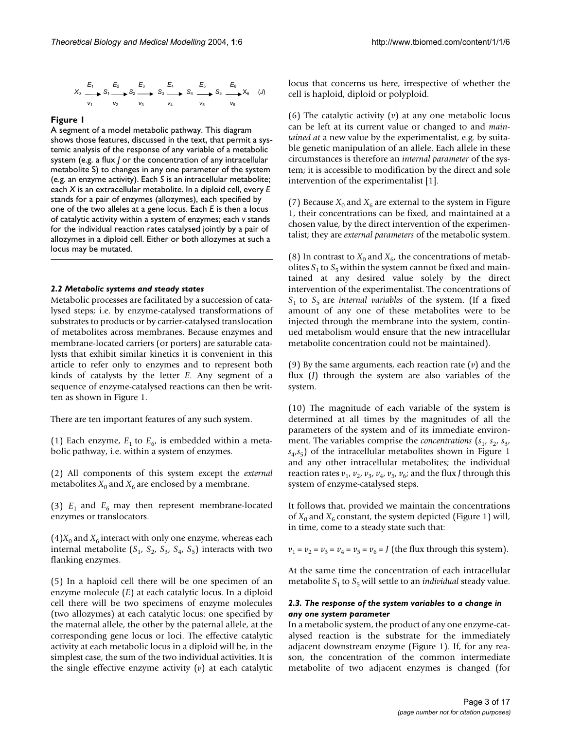$$X_0 \xrightarrow[v_1]{E_1} S_1 \xrightarrow[v_2]{E_2} S_2 \xrightarrow[v_3]{E_3} S_3 \xrightarrow[v_4]{E_4} S_4 \xrightarrow[v_5]{E_5} S_5 \xrightarrow[v_6]{E_6} X_6 \quad (J)$$

**Figure 1**

A segment of a model metabolic pathway. This diagram shows those features, discussed in the text, that permit a systemic analysis of the response of any variable of a metabolic system (e.g. a flux $J$ or the concentration of any intracellular metabolite S) to changes in any one parameter of the system (e.g. an enzyme activity). Each $S$ is an intracellular metabolite; each $X$ is an extracellular metabolite. In a diploid cell, every $E$ stands for a pair of enzymes (allozymes), each specified by one of the two alleles at a gene locus. Each $E$ is then a locus of catalytic activity within a system of enzymes; each $v$ stands for the individual reaction rates catalysed jointly by a pair of allozymes in a diploid cell. Either or both allozymes at such a locus may be mutated.

### *2.2 Metabolic systems and steady states*

Metabolic processes are facilitated by a succession of catalysed steps; i.e. by enzyme-catalysed transformations of substrates to products or by carrier-catalysed translocation of metabolites across membranes. Because enzymes and membrane-located carriers (or porters) are saturable catalysts that exhibit similar kinetics it is convenient in this article to refer only to enzymes and to represent both kinds of catalysts by the letter $E$. Any segment of a sequence of enzyme-catalysed reactions can then be written as shown in Figure 1.

There are ten important features of any such system.

(1) Each enzyme, $E_1$ to $E_6$, is embedded within a metabolic pathway, i.e. within a system of enzymes.

(2) All components of this system except the *external* metabolites $X_0$ and $X_6$ are enclosed by a membrane.

(3) $E_1$ and $E_6$ may then represent membrane-located enzymes or translocators.

(4) $X_0$ and $X_6$ interact with only one enzyme, whereas each internal metabolite ($S_1$, $S_2$, $S_3$, $S_4$, $S_5$) interacts with two flanking enzymes.

(5) In a haploid cell there will be one specimen of an enzyme molecule ($E$) at each catalytic locus. In a diploid cell there will be two specimens of enzyme molecules (two allozymes) at each catalytic locus: one specified by the maternal allele, the other by the paternal allele, at the corresponding gene locus or loci. The effective catalytic activity at each metabolic locus in a diploid will be, in the simplest case, the sum of the two individual activities. It is the single effective enzyme activity ($v$) at each catalytic locus that concerns us here, irrespective of whether the cell is haploid, diploid or polyploid.

(6) The catalytic activity ($v$) at any one metabolic locus can be left at its current value or changed to and *maintained at* a new value by the experimentalist, e.g. by suitable genetic manipulation of an allele. Each allele in these circumstances is therefore an *internal parameter* of the system; it is accessible to modification by the direct and sole intervention of the experimentalist [1].

(7) Because $X_0$ and $X_6$ are external to the system in Figure 1, their concentrations can be fixed, and maintained at a chosen value, by the direct intervention of the experimentalist; they are *external parameters* of the metabolic system.

(8) In contrast to $X_0$ and $X_6$, the concentrations of metabolites $S_1$ to $S_5$ within the system cannot be fixed and maintained at any desired value solely by the direct intervention of the experimentalist. The concentrations of $S_1$ to $S_5$ are *internal variables* of the system. (If a fixed amount of any one of these metabolites were to be injected through the membrane into the system, continued metabolism would ensure that the new intracellular metabolite concentration could not be maintained).

(9) By the same arguments, each reaction rate ($v$) and the flux ($J$) through the system are also variables of the system.

(10) The magnitude of each variable of the system is determined at all times by the magnitudes of all the parameters of the system and of its immediate environment. The variables comprise the *concentrations* ($s_1$, $s_2$, $s_3$, $s_4$, $s_5$) of the intracellular metabolites shown in Figure 1 and any other intracellular metabolites; the individual reaction rates $v_1$, $v_2$, $v_3$, $v_4$, $v_5$, $v_6$; and the flux $J$ through this system of enzyme-catalysed steps.

It follows that, provided we maintain the concentrations of $X_0$ and $X_6$ constant, the system depicted (Figure 1) will, in time, come to a steady state such that:

$v_1 = v_2 = v_3 = v_4 = v_5 = v_6 = J$ (the flux through this system).

At the same time the concentration of each intracellular metabolite $S_1$ to $S_5$ will settle to an *individual* steady value.

### *2.3. The response of the system variables to a change in any one system parameter*

In a metabolic system, the product of any one enzyme-catalysed reaction is the substrate for the immediately adjacent downstream enzyme (Figure 1). If, for any reason, the concentration of the common intermediate metabolite of two adjacent enzymes is changed (for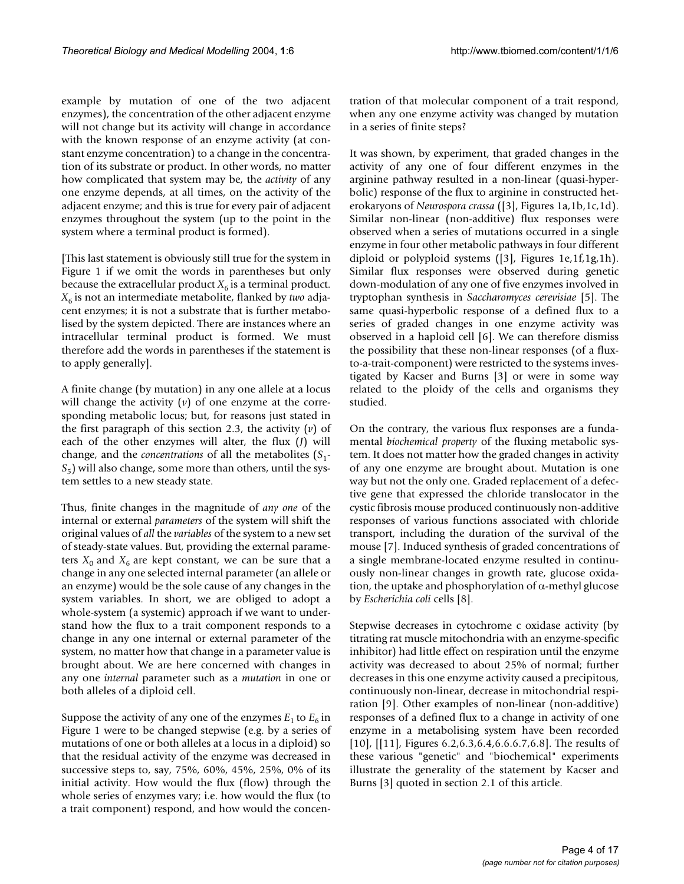example by mutation of one of the two adjacent enzymes), the concentration of the other adjacent enzyme will not change but its activity will change in accordance with the known response of an enzyme activity (at constant enzyme concentration) to a change in the concentration of its substrate or product. In other words, no matter how complicated that system may be, the *activity* of any one enzyme depends, at all times, on the activity of the adjacent enzyme; and this is true for every pair of adjacent enzymes throughout the system (up to the point in the system where a terminal product is formed).

[This last statement is obviously still true for the system in Figure 1 if we omit the words in parentheses but only because the extracellular product $X_6$ is a terminal product. $X_6$ is not an intermediate metabolite, flanked by *two* adjacent enzymes; it is not a substrate that is further metabolised by the system depicted. There are instances where an intracellular terminal product is formed. We must therefore add the words in parentheses if the statement is to apply generally].

A finite change (by mutation) in any one allele at a locus will change the activity ($v$) of one enzyme at the corresponding metabolic locus; but, for reasons just stated in the first paragraph of this section 2.3, the activity ($v$) of each of the other enzymes will alter, the flux ($J$) will change, and the *concentrations* of all the metabolites ($S_1$-$S_5$) will also change, some more than others, until the system settles to a new steady state.

Thus, finite changes in the magnitude of *any one* of the internal or external *parameters* of the system will shift the original values of *all* the *variables* of the system to a new set of steady-state values. But, providing the external parameters $X_0$ and $X_6$ are kept constant, we can be sure that a change in any one selected internal parameter (an allele or an enzyme) would be the sole cause of any changes in the system variables. In short, we are obliged to adopt a whole-system (a systemic) approach if we want to understand how the flux to a trait component responds to a change in any one internal or external parameter of the system, no matter how that change in a parameter value is brought about. We are here concerned with changes in any one *internal* parameter such as a *mutation* in one or both alleles of a diploid cell.

Suppose the activity of any one of the enzymes $E_1$ to $E_6$ in Figure 1 were to be changed stepwise (e.g. by a series of mutations of one or both alleles at a locus in a diploid) so that the residual activity of the enzyme was decreased in successive steps to, say, 75%, 60%, 45%, 25%, 0% of its initial activity. How would the flux (flow) through the whole series of enzymes vary; i.e. how would the flux (to a trait component) respond, and how would the concentration of that molecular component of a trait respond, when any one enzyme activity was changed by mutation in a series of finite steps?

It was shown, by experiment, that graded changes in the activity of any one of four different enzymes in the arginine pathway resulted in a non-linear (quasi-hyperbolic) response of the flux to arginine in constructed heterokaryons of *Neurospora crassa* ([3], Figures 1a,1b,1c,1d). Similar non-linear (non-additive) flux responses were observed when a series of mutations occurred in a single enzyme in four other metabolic pathways in four different diploid or polyploid systems ([3], Figures 1e,1f,1g,1h). Similar flux responses were observed during genetic down-modulation of any one of five enzymes involved in tryptophan synthesis in *Saccharomyces cerevisiae* [5]. The same quasi-hyperbolic response of a defined flux to a series of graded changes in one enzyme activity was observed in a haploid cell [6]. We can therefore dismiss the possibility that these non-linear responses (of a flux-to-a-trait-component) were restricted to the systems investigated by Kacser and Burns [3] or were in some way related to the ploidy of the cells and organisms they studied.

On the contrary, the various flux responses are a fundamental *biochemical property* of the fluxing metabolic system. It does not matter how the graded changes in activity of any one enzyme are brought about. Mutation is one way but not the only one. Graded replacement of a defective gene that expressed the chloride translocator in the cystic fibrosis mouse produced continuously non-additive responses of various functions associated with chloride transport, including the duration of the survival of the mouse [7]. Induced synthesis of graded concentrations of a single membrane-located enzyme resulted in continuously non-linear changes in growth rate, glucose oxidation, the uptake and phosphorylation of $\alpha$-methyl glucose by *Escherichia coli* cells [8].

Stepwise decreases in cytochrome c oxidase activity (by titrating rat muscle mitochondria with an enzyme-specific inhibitor) had little effect on respiration until the enzyme activity was decreased to about 25% of normal; further decreases in this one enzyme activity caused a precipitous, continuously non-linear, decrease in mitochondrial respiration [9]. Other examples of non-linear (non-additive) responses of a defined flux to a change in activity of one enzyme in a metabolising system have been recorded [10], [[11], Figures 6.2,6.3,6.4,6.6.6.7,6.8]. The results of these various "genetic" and "biochemical" experiments illustrate the generality of the statement by Kacser and Burns [3] quoted in section 2.1 of this article.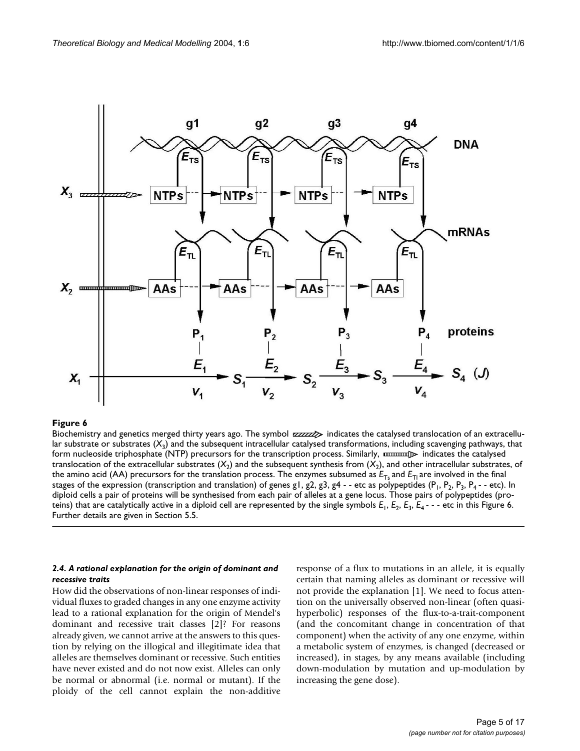**Figure 6**

Biochemistry and genetics merged thirty years ago. The symbol ▨▨▨▷ indicates the catalysed translocation of an extracellular substrate or substrates ($X_3$) and the subsequent intracellular catalysed transformations, including scavenging pathways, that form nucleoside triphosphate (NTP) precursors for the transcription process. Similarly, ▥▥▥▷ indicates the catalysed translocation of the extracellular substrates ($X_2$) and the subsequent synthesis from ($X_2$), and other intracellular substrates, of the amino acid (AA) precursors for the translation process. The enzymes subsumed as $E_{Ts}$ and $E_{Tl}$ are involved in the final stages of the expression (transcription and translation) of genes g1, g2, g3, g4 - - etc as polypeptides ($P_1$, $P_2$, $P_3$, $P_4$ - - etc). In diploid cells a pair of proteins will be synthesised from each pair of alleles at a gene locus. Those pairs of polypeptides (proteins) that are catalytically active in a diploid cell are represented by the single symbols $E_1$, $E_2$, $E_3$, $E_4$ - - - etc in this Figure 6. Further details are given in Section 5.5.

### *2.4. A rational explanation for the origin of dominant and recessive traits*

How did the observations of non-linear responses of individual fluxes to graded changes in any one enzyme activity lead to a rational explanation for the origin of Mendel's dominant and recessive trait classes [2]? For reasons already given, we cannot arrive at the answers to this question by relying on the illogical and illegitimate idea that alleles are themselves dominant or recessive. Such entities have never existed and do not now exist. Alleles can only be normal or abnormal (i.e. normal or mutant). If the ploidy of the cell cannot explain the non-additive response of a flux to mutations in an allele, it is equally certain that naming alleles as dominant or recessive will not provide the explanation [1]. We need to focus attention on the universally observed non-linear (often quasi-hyperbolic) responses of the flux-to-a-trait-component (and the concomitant change in concentration of that component) when the activity of any one enzyme, within a metabolic system of enzymes, is changed (decreased or increased), in stages, by any means available (including down-modulation by mutation and up-modulation by increasing the gene dose).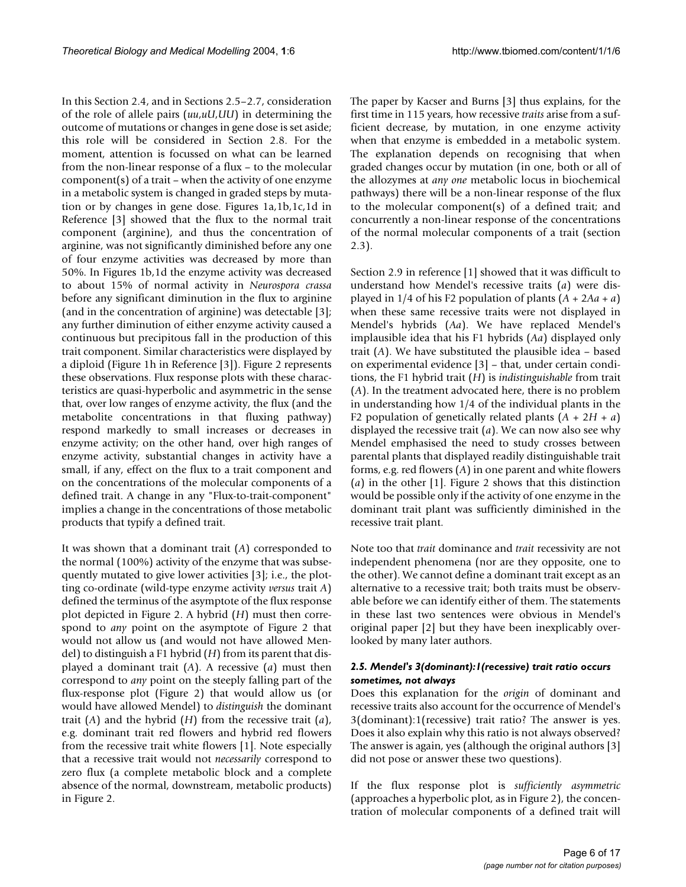In this Section 2.4, and in Sections 2.5–2.7, consideration of the role of allele pairs (*uu*,*uU*,*UU*) in determining the outcome of mutations or changes in gene dose is set aside; this role will be considered in Section 2.8. For the moment, attention is focussed on what can be learned from the non-linear response of a flux – to the molecular component(s) of a trait – when the activity of one enzyme in a metabolic system is changed in graded steps by mutation or by changes in gene dose. Figures 1a,1b,1c,1d in Reference [3] showed that the flux to the normal trait component (arginine), and thus the concentration of arginine, was not significantly diminished before any one of four enzyme activities was decreased by more than 50%. In Figures 1b,1d the enzyme activity was decreased to about 15% of normal activity in *Neurospora crassa* before any significant diminution in the flux to arginine (and in the concentration of arginine) was detectable [3]; any further diminution of either enzyme activity caused a continuous but precipitous fall in the production of this trait component. Similar characteristics were displayed by a diploid (Figure 1h in Reference [3]). Figure 2 represents these observations. Flux response plots with these characteristics are quasi-hyperbolic and asymmetric in the sense that, over low ranges of enzyme activity, the flux (and the metabolite concentrations in that fluxing pathway) respond markedly to small increases or decreases in enzyme activity; on the other hand, over high ranges of enzyme activity, substantial changes in activity have a small, if any, effect on the flux to a trait component and on the concentrations of the molecular components of a defined trait. A change in any "Flux-to-trait-component" implies a change in the concentrations of those metabolic products that typify a defined trait.

It was shown that a dominant trait (*A*) corresponded to the normal (100%) activity of the enzyme that was subsequently mutated to give lower activities [3]; i.e., the plotting co-ordinate (wild-type enzyme activity *versus* trait *A*) defined the terminus of the asymptote of the flux response plot depicted in Figure 2. A hybrid (*H*) must then correspond to *any* point on the asymptote of Figure 2 that would not allow us (and would not have allowed Mendel) to distinguish a F1 hybrid (*H*) from its parent that displayed a dominant trait (*A*). A recessive (*a*) must then correspond to *any* point on the steeply falling part of the flux-response plot (Figure 2) that would allow us (or would have allowed Mendel) to *distinguish* the dominant trait (*A*) and the hybrid (*H*) from the recessive trait (*a*), e.g. dominant trait red flowers and hybrid red flowers from the recessive trait white flowers [1]. Note especially that a recessive trait would not *necessarily* correspond to zero flux (a complete metabolic block and a complete absence of the normal, downstream, metabolic products) in Figure 2.

The paper by Kacser and Burns [3] thus explains, for the first time in 115 years, how recessive *traits* arise from a sufficient decrease, by mutation, in one enzyme activity when that enzyme is embedded in a metabolic system. The explanation depends on recognising that when graded changes occur by mutation (in one, both or all of the allozymes at *any one* metabolic locus in biochemical pathways) there will be a non-linear response of the flux to the molecular component(s) of a defined trait; and concurrently a non-linear response of the concentrations of the normal molecular components of a trait (section 2.3).

Section 2.9 in reference [1] showed that it was difficult to understand how Mendel's recessive traits (*a*) were displayed in 1/4 of his F2 population of plants ($A + 2Aa + a$) when these same recessive traits were not displayed in Mendel's hybrids (*Aa*). We have replaced Mendel's implausible idea that his F1 hybrids (*Aa*) displayed only trait (*A*). We have substituted the plausible idea – based on experimental evidence [3] – that, under certain conditions, the F1 hybrid trait (*H*) is *indistinguishable* from trait (*A*). In the treatment advocated here, there is no problem in understanding how 1/4 of the individual plants in the F2 population of genetically related plants ($A + 2H + a$) displayed the recessive trait (*a*). We can now also see why Mendel emphasised the need to study crosses between parental plants that displayed readily distinguishable trait forms, e.g. red flowers (*A*) in one parent and white flowers (*a*) in the other [1]. Figure 2 shows that this distinction would be possible only if the activity of one enzyme in the dominant trait plant was sufficiently diminished in the recessive trait plant.

Note too that *trait* dominance and *trait* recessivity are not independent phenomena (nor are they opposite, one to the other). We cannot define a dominant trait except as an alternative to a recessive trait; both traits must be observable before we can identify either of them. The statements in these last two sentences were obvious in Mendel's original paper [2] but they have been inexplicably overlooked by many later authors.

#### *2.5. Mendel's 3(dominant):1(recessive) trait ratio occurs sometimes, not always*

Does this explanation for the *origin* of dominant and recessive traits also account for the occurrence of Mendel's 3(dominant):1(recessive) trait ratio? The answer is yes. Does it also explain why this ratio is not always observed? The answer is again, yes (although the original authors [3] did not pose or answer these two questions).

If the flux response plot is *sufficiently asymmetric* (approaches a hyperbolic plot, as in Figure 2), the concentration of molecular components of a defined trait will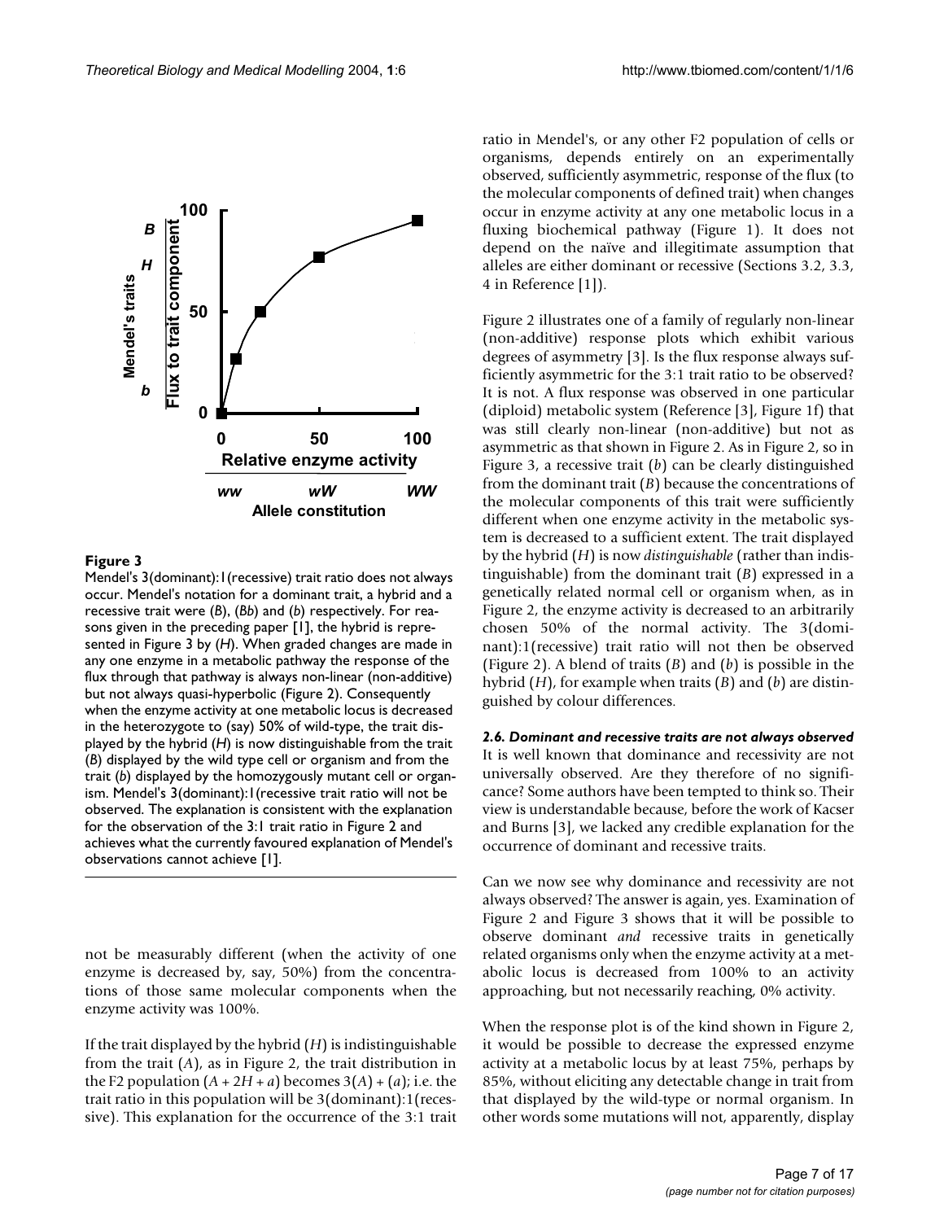**Figure 3**

Mendel's 3(dominant):1(recessive) trait ratio does not always occur. Mendel's notation for a dominant trait, a hybrid and a recessive trait were (*B*), (*Bb*) and (*b*) respectively. For reasons given in the preceding paper [1], the hybrid is represented in Figure 3 by (*H*). When graded changes are made in any one enzyme in a metabolic pathway the response of the flux through that pathway is always non-linear (non-additive) but not always quasi-hyperbolic (Figure 2). Consequently when the enzyme activity at one metabolic locus is decreased in the heterozygote to (say) 50% of wild-type, the trait displayed by the hybrid (*H*) is now distinguishable from the trait (*B*) displayed by the wild type cell or organism and from the trait (*b*) displayed by the homozygously mutant cell or organism. Mendel's 3(dominant):1(recessive trait ratio will not be observed. The explanation is consistent with the explanation for the observation of the 3:1 trait ratio in Figure 2 and achieves what the currently favoured explanation of Mendel's observations cannot achieve [1].

not be measurably different (when the activity of one enzyme is decreased by, say, 50%) from the concentrations of those same molecular components when the enzyme activity was 100%.

If the trait displayed by the hybrid (*H*) is indistinguishable from the trait (*A*), as in Figure 2, the trait distribution in the F2 population ($A + 2H + a$) becomes $3(A) + (a)$; i.e. the trait ratio in this population will be 3(dominant):1(recessive). This explanation for the occurrence of the 3:1 trait ratio in Mendel's, or any other F2 population of cells or organisms, depends entirely on an experimentally observed, sufficiently asymmetric, response of the flux (to the molecular components of defined trait) when changes occur in enzyme activity at any one metabolic locus in a fluxing biochemical pathway (Figure 1). It does not depend on the naïve and illegitimate assumption that alleles are either dominant or recessive (Sections 3.2, 3.3, 4 in Reference [1]).

Figure 2 illustrates one of a family of regularly non-linear (non-additive) response plots which exhibit various degrees of asymmetry [3]. Is the flux response always sufficiently asymmetric for the 3:1 trait ratio to be observed? It is not. A flux response was observed in one particular (diploid) metabolic system (Reference [3], Figure 1f) that was still clearly non-linear (non-additive) but not as asymmetric as that shown in Figure 2. As in Figure 2, so in Figure 3, a recessive trait (*b*) can be clearly distinguished from the dominant trait (*B*) because the concentrations of the molecular components of this trait were sufficiently different when one enzyme activity in the metabolic system is decreased to a sufficient extent. The trait displayed by the hybrid (*H*) is now *distinguishable* (rather than indistinguishable) from the dominant trait (*B*) expressed in a genetically related normal cell or organism when, as in Figure 2, the enzyme activity is decreased to an arbitrarily chosen 50% of the normal activity. The 3(dominant):1(recessive) trait ratio will not then be observed (Figure 2). A blend of traits (*B*) and (*b*) is possible in the hybrid (*H*), for example when traits (*B*) and (*b*) are distinguished by colour differences.

#### *2.6. Dominant and recessive traits are not always observed*

It is well known that dominance and recessivity are not universally observed. Are they therefore of no significance? Some authors have been tempted to think so. Their view is understandable because, before the work of Kacser and Burns [3], we lacked any credible explanation for the occurrence of dominant and recessive traits.

Can we now see why dominance and recessivity are not always observed? The answer is again, yes. Examination of Figure 2 and Figure 3 shows that it will be possible to observe dominant *and* recessive traits in genetically related organisms only when the enzyme activity at a metabolic locus is decreased from 100% to an activity approaching, but not necessarily reaching, 0% activity.

When the response plot is of the kind shown in Figure 2, it would be possible to decrease the expressed enzyme activity at a metabolic locus by at least 75%, perhaps by 85%, without eliciting any detectable change in trait from that displayed by the wild-type or normal organism. In other words some mutations will not, apparently, display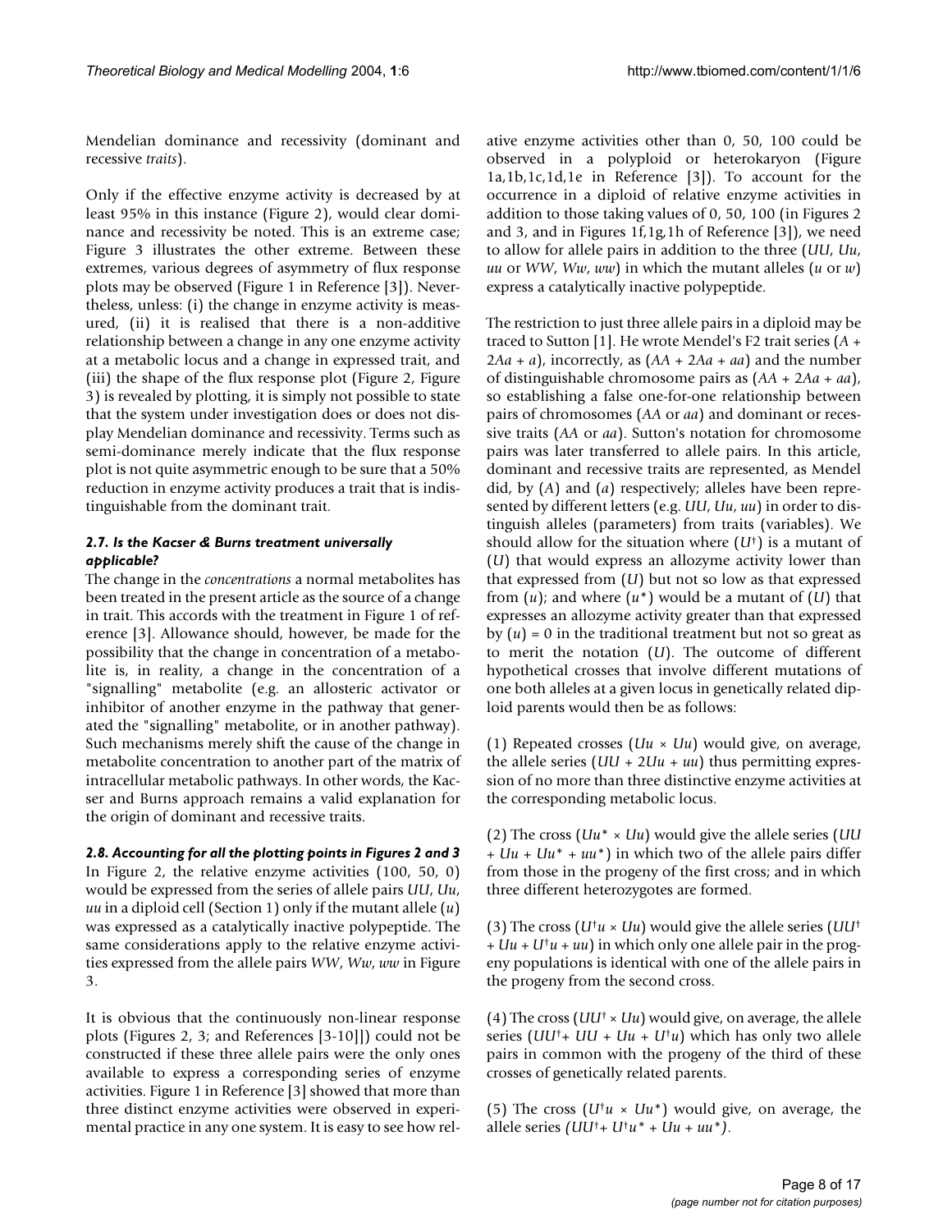Mendelian dominance and recessivity (dominant and recessive *traits*).

Only if the effective enzyme activity is decreased by at least 95% in this instance (Figure 2), would clear dominance and recessivity be noted. This is an extreme case; Figure 3 illustrates the other extreme. Between these extremes, various degrees of asymmetry of flux response plots may be observed (Figure 1 in Reference [3]). Nevertheless, unless: (i) the change in enzyme activity is measured, (ii) it is realised that there is a non-additive relationship between a change in any one enzyme activity at a metabolic locus and a change in expressed trait, and (iii) the shape of the flux response plot (Figure 2, Figure 3) is revealed by plotting, it is simply not possible to state that the system under investigation does or does not display Mendelian dominance and recessivity. Terms such as semi-dominance merely indicate that the flux response plot is not quite asymmetric enough to be sure that a 50% reduction in enzyme activity produces a trait that is indistinguishable from the dominant trait.

### *2.7. Is the Kacser & Burns treatment universally applicable?*

The change in the *concentrations* a normal metabolites has been treated in the present article as the source of a change in trait. This accords with the treatment in Figure 1 of reference [3]. Allowance should, however, be made for the possibility that the change in concentration of a metabolite is, in reality, a change in the concentration of a "signalling" metabolite (e.g. an allosteric activator or inhibitor of another enzyme in the pathway that generated the "signalling" metabolite, or in another pathway). Such mechanisms merely shift the cause of the change in metabolite concentration to another part of the matrix of intracellular metabolic pathways. In other words, the Kacser and Burns approach remains a valid explanation for the origin of dominant and recessive traits.

### *2.8. Accounting for all the plotting points in Figures 2 and 3*

In Figure 2, the relative enzyme activities (100, 50, 0) would be expressed from the series of allele pairs *UU*, *Uu*, *uu* in a diploid cell (Section 1) only if the mutant allele (*u*) was expressed as a catalytically inactive polypeptide. The same considerations apply to the relative enzyme activities expressed from the allele pairs *WW*, *Ww*, *ww* in Figure 3.

It is obvious that the continuously non-linear response plots (Figures 2, 3; and References [3-10]]) could not be constructed if these three allele pairs were the only ones available to express a corresponding series of enzyme activities. Figure 1 in Reference [3] showed that more than three distinct enzyme activities were observed in experimental practice in any one system. It is easy to see how relative enzyme activities other than 0, 50, 100 could be observed in a polyploid or heterokaryon (Figure 1a,1b,1c,1d,1e in Reference [3]). To account for the occurrence in a diploid of relative enzyme activities in addition to those taking values of 0, 50, 100 (in Figures 2 and 3, and in Figures 1f,1g,1h of Reference [3]), we need to allow for allele pairs in addition to the three (*UU*, *Uu*, *uu* or *WW*, *Ww*, *ww*) in which the mutant alleles (*u* or *w*) express a catalytically inactive polypeptide.

The restriction to just three allele pairs in a diploid may be traced to Sutton [1]. He wrote Mendel's F2 trait series (*A* + 2*Aa* + *a*), incorrectly, as (*AA* + 2*Aa* + *aa*) and the number of distinguishable chromosome pairs as (*AA* + 2*Aa* + *aa*), so establishing a false one-for-one relationship between pairs of chromosomes (*AA* or *aa*) and dominant or recessive traits (*AA* or *aa*). Sutton's notation for chromosome pairs was later transferred to allele pairs. In this article, dominant and recessive traits are represented, as Mendel did, by (*A*) and (*a*) respectively; alleles have been represented by different letters (e.g. *UU*, *Uu*, *uu*) in order to distinguish alleles (parameters) from traits (variables). We should allow for the situation where ($U^{\dagger}$) is a mutant of (*U*) that would express an allozyme activity lower than that expressed from (*U*) but not so low as that expressed from (*u*); and where ($u^{*}$) would be a mutant of (*U*) that expresses an allozyme activity greater than that expressed by (*u*) = 0 in the traditional treatment but not so great as to merit the notation (*U*). The outcome of different hypothetical crosses that involve different mutations of one both alleles at a given locus in genetically related diploid parents would then be as follows:

(1) Repeated crosses (*Uu* × *Uu*) would give, on average, the allele series (*UU* + 2*Uu* + *uu*) thus permitting expression of no more than three distinctive enzyme activities at the corresponding metabolic locus.

(2) The cross ($Uu^{*}$ × *Uu*) would give the allele series (*UU* + *Uu* + $Uu^{*}$ + $uu^{*}$) in which two of the allele pairs differ from those in the progeny of the first cross; and in which three different heterozygotes are formed.

(3) The cross ($U^{\dagger}u$ × *Uu*) would give the allele series ($UU^{\dagger}$ + *Uu* + $U^{\dagger}u$ + *uu*) in which only one allele pair in the progeny populations is identical with one of the allele pairs in the progeny from the second cross.

(4) The cross ($UU^{\dagger}$ × *Uu*) would give, on average, the allele series ($UU^{\dagger}$+ *UU* + *Uu* + $U^{\dagger}u$) which has only two allele pairs in common with the progeny of the third of these crosses of genetically related parents.

(5) The cross ($U^{\dagger}u$ × $Uu^{*}$) would give, on average, the allele series ($UU^{\dagger}$+ $U^{\dagger}u^{*}$ + *Uu* + $uu^{*}$).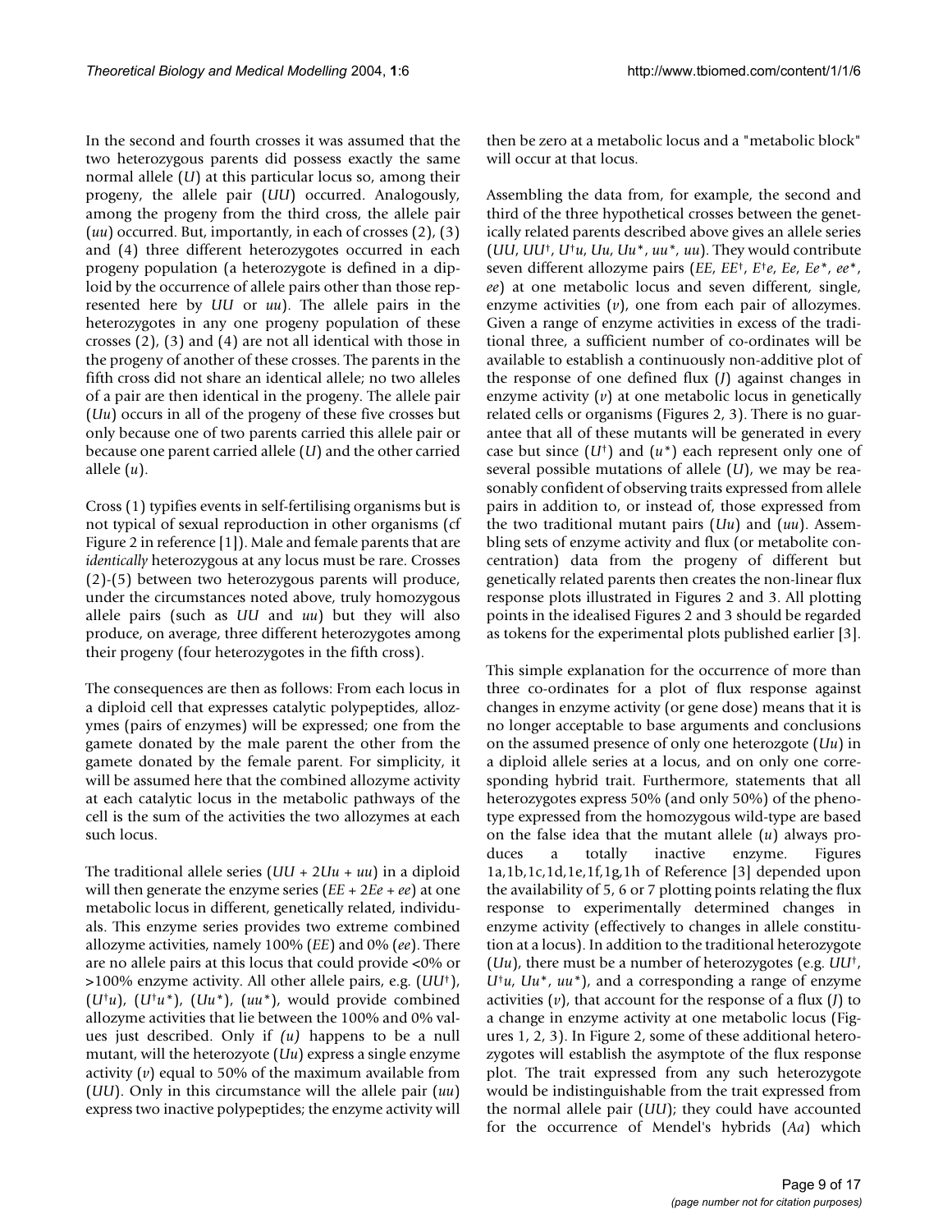In the second and fourth crosses it was assumed that the two heterozygous parents did possess exactly the same normal allele (*U*) at this particular locus so, among their progeny, the allele pair (*UU*) occurred. Analogously, among the progeny from the third cross, the allele pair (*uu*) occurred. But, importantly, in each of crosses (2), (3) and (4) three different heterozygotes occurred in each progeny population (a heterozygote is defined in a diploid by the occurrence of allele pairs other than those represented here by *UU* or *uu*). The allele pairs in the heterozygotes in any one progeny population of these crosses (2), (3) and (4) are not all identical with those in the progeny of another of these crosses. The parents in the fifth cross did not share an identical allele; no two alleles of a pair are then identical in the progeny. The allele pair (*Uu*) occurs in all of the progeny of these five crosses but only because one of two parents carried this allele pair or because one parent carried allele (*U*) and the other carried allele (*u*).

Cross (1) typifies events in self-fertilising organisms but is not typical of sexual reproduction in other organisms (cf Figure 2 in reference [1]). Male and female parents that are *identically* heterozygous at any locus must be rare. Crosses (2)-(5) between two heterozygous parents will produce, under the circumstances noted above, truly homozygous allele pairs (such as *UU* and *uu*) but they will also produce, on average, three different heterozygotes among their progeny (four heterozygotes in the fifth cross).

The consequences are then as follows: From each locus in a diploid cell that expresses catalytic polypeptides, allozymes (pairs of enzymes) will be expressed; one from the gamete donated by the male parent the other from the gamete donated by the female parent. For simplicity, it will be assumed here that the combined allozyme activity at each catalytic locus in the metabolic pathways of the cell is the sum of the activities the two allozymes at each such locus.

The traditional allele series (*UU* + 2*Uu* + *uu*) in a diploid will then generate the enzyme series (*EE* + 2*Ee* + *ee*) at one metabolic locus in different, genetically related, individuals. This enzyme series provides two extreme combined allozyme activities, namely 100% (*EE*) and 0% (*ee*). There are no allele pairs at this locus that could provide <0% or >100% enzyme activity. All other allele pairs, e.g. ($UU^†$), ($U^†u$), ($U^†u^*$), ($Uu^*$), ($uu^*$), would provide combined allozyme activities that lie between the 100% and 0% values just described. Only if *(u)* happens to be a null mutant, will the heterozyote (*Uu*) express a single enzyme activity (*v*) equal to 50% of the maximum available from (*UU*). Only in this circumstance will the allele pair (*uu*) express two inactive polypeptides; the enzyme activity will then be zero at a metabolic locus and a "metabolic block" will occur at that locus.

Assembling the data from, for example, the second and third of the three hypothetical crosses between the genetically related parents described above gives an allele series (*UU*, $UU^†$, $U^†u$, *Uu*, $Uu^*$, $uu^*$, *uu*). They would contribute seven different allozyme pairs (*EE*, $EE^†$, $E^†e$, *Ee*, $Ee^*$, $ee^*$, *ee*) at one metabolic locus and seven different, single, enzyme activities (*v*), one from each pair of allozymes. Given a range of enzyme activities in excess of the traditional three, a sufficient number of co-ordinates will be available to establish a continuously non-additive plot of the response of one defined flux (*J*) against changes in enzyme activity (*v*) at one metabolic locus in genetically related cells or organisms (Figures 2, 3). There is no guarantee that all of these mutants will be generated in every case but since ($U^†$) and ($u^*$) each represent only one of several possible mutations of allele (*U*), we may be reasonably confident of observing traits expressed from allele pairs in addition to, or instead of, those expressed from the two traditional mutant pairs (*Uu*) and (*uu*). Assembling sets of enzyme activity and flux (or metabolite concentration) data from the progeny of different but genetically related parents then creates the non-linear flux response plots illustrated in Figures 2 and 3. All plotting points in the idealised Figures 2 and 3 should be regarded as tokens for the experimental plots published earlier [3].

This simple explanation for the occurrence of more than three co-ordinates for a plot of flux response against changes in enzyme activity (or gene dose) means that it is no longer acceptable to base arguments and conclusions on the assumed presence of only one heterozgote (*Uu*) in a diploid allele series at a locus, and on only one corresponding hybrid trait. Furthermore, statements that all heterozygotes express 50% (and only 50%) of the phenotype expressed from the homozygous wild-type are based on the false idea that the mutant allele (*u*) always produces a totally inactive enzyme. Figures 1a,1b,1c,1d,1e,1f,1g,1h of Reference [3] depended upon the availability of 5, 6 or 7 plotting points relating the flux response to experimentally determined changes in enzyme activity (effectively to changes in allele constitution at a locus). In addition to the traditional heterozygote (*Uu*), there must be a number of heterozygotes (e.g. $UU^†$, $U^†u$, $Uu^*$, $uu^*$), and a corresponding a range of enzyme activities (*v*), that account for the response of a flux (*J*) to a change in enzyme activity at one metabolic locus (Figures 1, 2, 3). In Figure 2, some of these additional heterozygotes will establish the asymptote of the flux response plot. The trait expressed from any such heterozygote would be indistinguishable from the trait expressed from the normal allele pair (*UU*); they could have accounted for the occurrence of Mendel's hybrids (*Aa*) which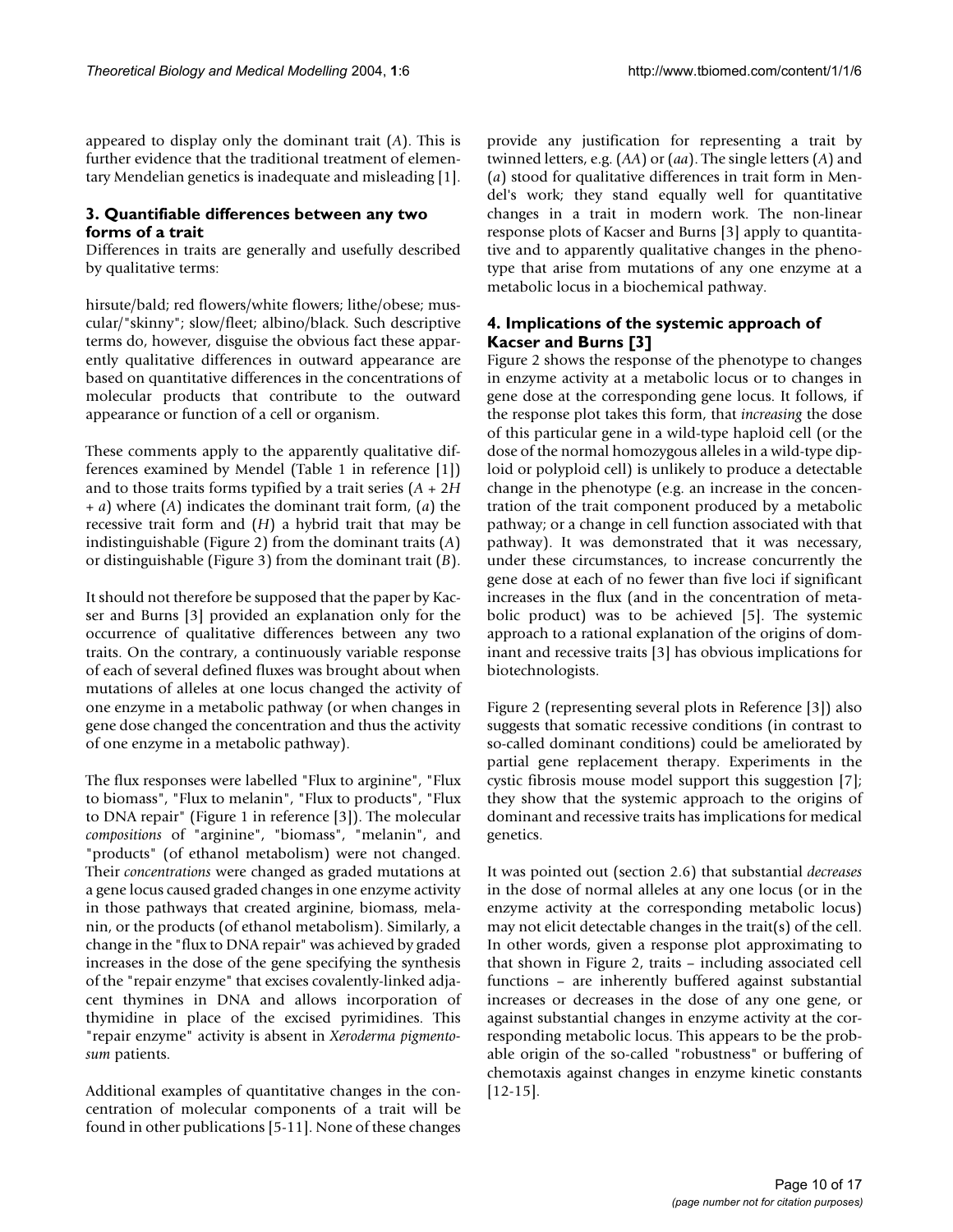appeared to display only the dominant trait (*A*). This is further evidence that the traditional treatment of elementary Mendelian genetics is inadequate and misleading [1].

### 3. Quantifiable differences between any two forms of a trait

Differences in traits are generally and usefully described by qualitative terms:

hirsute/bald; red flowers/white flowers; lithe/obese; muscular/"skinny"; slow/fleet; albino/black. Such descriptive terms do, however, disguise the obvious fact these apparently qualitative differences in outward appearance are based on quantitative differences in the concentrations of molecular products that contribute to the outward appearance or function of a cell or organism.

These comments apply to the apparently qualitative differences examined by Mendel (Table 1 in reference [1]) and to those traits forms typified by a trait series (*A* + 2*H* + *a*) where (*A*) indicates the dominant trait form, (*a*) the recessive trait form and (*H*) a hybrid trait that may be indistinguishable (Figure 2) from the dominant traits (*A*) or distinguishable (Figure 3) from the dominant trait (*B*).

It should not therefore be supposed that the paper by Kacser and Burns [3] provided an explanation only for the occurrence of qualitative differences between any two traits. On the contrary, a continuously variable response of each of several defined fluxes was brought about when mutations of alleles at one locus changed the activity of one enzyme in a metabolic pathway (or when changes in gene dose changed the concentration and thus the activity of one enzyme in a metabolic pathway).

The flux responses were labelled "Flux to arginine", "Flux to biomass", "Flux to melanin", "Flux to products", "Flux to DNA repair" (Figure 1 in reference [3]). The molecular *compositions* of "arginine", "biomass", "melanin", and "products" (of ethanol metabolism) were not changed. Their *concentrations* were changed as graded mutations at a gene locus caused graded changes in one enzyme activity in those pathways that created arginine, biomass, melanin, or the products (of ethanol metabolism). Similarly, a change in the "flux to DNA repair" was achieved by graded increases in the dose of the gene specifying the synthesis of the "repair enzyme" that excises covalently-linked adjacent thymines in DNA and allows incorporation of thymidine in place of the excised pyrimidines. This "repair enzyme" activity is absent in *Xeroderma pigmentosum* patients.

Additional examples of quantitative changes in the concentration of molecular components of a trait will be found in other publications [5-11]. None of these changes provide any justification for representing a trait by twinned letters, e.g. (*AA*) or (*aa*). The single letters (*A*) and (*a*) stood for qualitative differences in trait form in Mendel's work; they stand equally well for quantitative changes in a trait in modern work. The non-linear response plots of Kacser and Burns [3] apply to quantitative and to apparently qualitative changes in the phenotype that arise from mutations of any one enzyme at a metabolic locus in a biochemical pathway.

### 4. Implications of the systemic approach of Kacser and Burns [3]

Figure 2 shows the response of the phenotype to changes in enzyme activity at a metabolic locus or to changes in gene dose at the corresponding gene locus. It follows, if the response plot takes this form, that *increasing* the dose of this particular gene in a wild-type haploid cell (or the dose of the normal homozygous alleles in a wild-type diploid or polyploid cell) is unlikely to produce a detectable change in the phenotype (e.g. an increase in the concentration of the trait component produced by a metabolic pathway; or a change in cell function associated with that pathway). It was demonstrated that it was necessary, under these circumstances, to increase concurrently the gene dose at each of no fewer than five loci if significant increases in the flux (and in the concentration of metabolic product) was to be achieved [5]. The systemic approach to a rational explanation of the origins of dominant and recessive traits [3] has obvious implications for biotechnologists.

Figure 2 (representing several plots in Reference [3]) also suggests that somatic recessive conditions (in contrast to so-called dominant conditions) could be ameliorated by partial gene replacement therapy. Experiments in the cystic fibrosis mouse model support this suggestion [7]; they show that the systemic approach to the origins of dominant and recessive traits has implications for medical genetics.

It was pointed out (section 2.6) that substantial *decreases* in the dose of normal alleles at any one locus (or in the enzyme activity at the corresponding metabolic locus) may not elicit detectable changes in the trait(s) of the cell. In other words, given a response plot approximating to that shown in Figure 2, traits – including associated cell functions – are inherently buffered against substantial increases or decreases in the dose of any one gene, or against substantial changes in enzyme activity at the corresponding metabolic locus. This appears to be the probable origin of the so-called "robustness" or buffering of chemotaxis against changes in enzyme kinetic constants [12-15].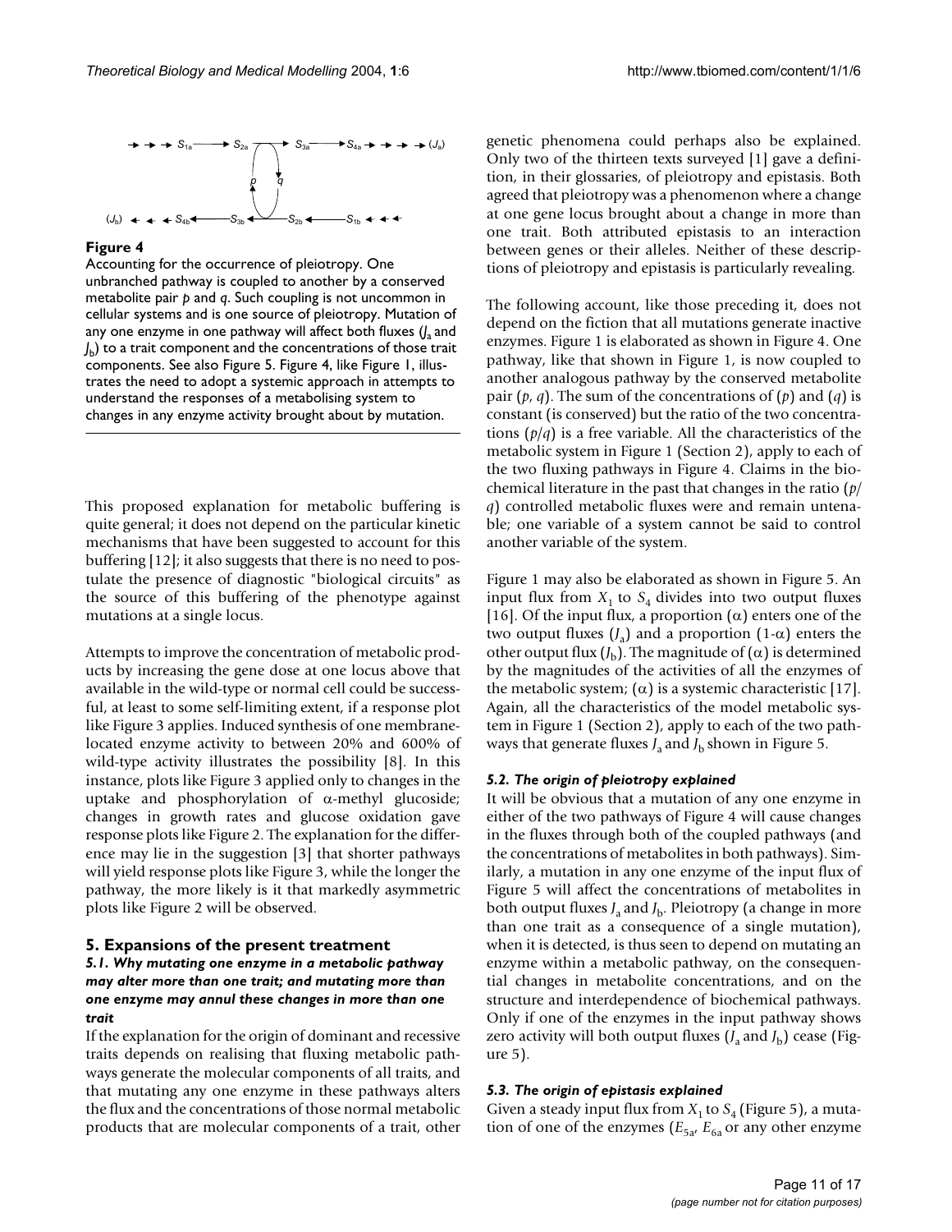**Figure 4**

Accounting for the occurrence of pleiotropy. One unbranched pathway is coupled to another by a conserved metabolite pair *p* and *q*. Such coupling is not uncommon in cellular systems and is one source of pleiotropy. Mutation of any one enzyme in one pathway will affect both fluxes ($J_a$ and $J_b$) to a trait component and the concentrations of those trait components. See also Figure 5. Figure 4, like Figure 1, illustrates the need to adopt a systemic approach in attempts to understand the responses of a metabolising system to changes in any enzyme activity brought about by mutation.

This proposed explanation for metabolic buffering is quite general; it does not depend on the particular kinetic mechanisms that have been suggested to account for this buffering [12]; it also suggests that there is no need to postulate the presence of diagnostic "biological circuits" as the source of this buffering of the phenotype against mutations at a single locus.

Attempts to improve the concentration of metabolic products by increasing the gene dose at one locus above that available in the wild-type or normal cell could be successful, at least to some self-limiting extent, if a response plot like Figure 3 applies. Induced synthesis of one membrane-located enzyme activity to between 20% and 600% of wild-type activity illustrates the possibility [8]. In this instance, plots like Figure 3 applied only to changes in the uptake and phosphorylation of α-methyl glucoside; changes in growth rates and glucose oxidation gave response plots like Figure 2. The explanation for the difference may lie in the suggestion [3] that shorter pathways will yield response plots like Figure 3, while the longer the pathway, the more likely is it that markedly asymmetric plots like Figure 2 will be observed.

## 5. Expansions of the present treatment

### *5.1. Why mutating one enzyme in a metabolic pathway may alter more than one trait; and mutating more than one enzyme may annul these changes in more than one trait*

If the explanation for the origin of dominant and recessive traits depends on realising that fluxing metabolic pathways generate the molecular components of all traits, and that mutating any one enzyme in these pathways alters the flux and the concentrations of those normal metabolic products that are molecular components of a trait, other genetic phenomena could perhaps also be explained. Only two of the thirteen texts surveyed [1] gave a definition, in their glossaries, of pleiotropy and epistasis. Both agreed that pleiotropy was a phenomenon where a change at one gene locus brought about a change in more than one trait. Both attributed epistasis to an interaction between genes or their alleles. Neither of these descriptions of pleiotropy and epistasis is particularly revealing.

The following account, like those preceding it, does not depend on the fiction that all mutations generate inactive enzymes. Figure 1 is elaborated as shown in Figure 4. One pathway, like that shown in Figure 1, is now coupled to another analogous pathway by the conserved metabolite pair (*p*, *q*). The sum of the concentrations of (*p*) and (*q*) is constant (is conserved) but the ratio of the two concentrations (*p*/*q*) is a free variable. All the characteristics of the metabolic system in Figure 1 (Section 2), apply to each of the two fluxing pathways in Figure 4. Claims in the biochemical literature in the past that changes in the ratio (*p*/*q*) controlled metabolic fluxes were and remain untenable; one variable of a system cannot be said to control another variable of the system.

Figure 1 may also be elaborated as shown in Figure 5. An input flux from $X_1$ to $S_4$ divides into two output fluxes [16]. Of the input flux, a proportion (α) enters one of the two output fluxes ($J_a$) and a proportion (1-α) enters the other output flux ($J_b$). The magnitude of (α) is determined by the magnitudes of the activities of all the enzymes of the metabolic system; (α) is a systemic characteristic [17]. Again, all the characteristics of the model metabolic system in Figure 1 (Section 2), apply to each of the two pathways that generate fluxes $J_a$ and $J_b$ shown in Figure 5.

### *5.2. The origin of pleiotropy explained*

It will be obvious that a mutation of any one enzyme in either of the two pathways of Figure 4 will cause changes in the fluxes through both of the coupled pathways (and the concentrations of metabolites in both pathways). Similarly, a mutation in any one enzyme of the input flux of Figure 5 will affect the concentrations of metabolites in both output fluxes $J_a$ and $J_b$. Pleiotropy (a change in more than one trait as a consequence of a single mutation), when it is detected, is thus seen to depend on mutating an enzyme within a metabolic pathway, on the consequential changes in metabolite concentrations, and on the structure and interdependence of biochemical pathways. Only if one of the enzymes in the input pathway shows zero activity will both output fluxes ($J_a$ and $J_b$) cease (Figure 5).

### *5.3. The origin of epistasis explained*

Given a steady input flux from $X_1$ to $S_4$ (Figure 5), a mutation of one of the enzymes ($E_{5a}$, $E_{6a}$ or any other enzyme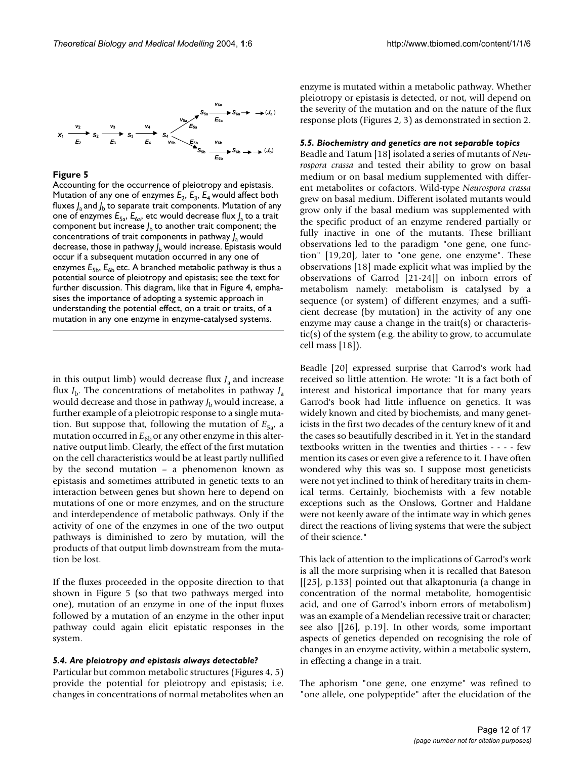**Figure 5**

Accounting for the occurrence of pleiotropy and epistasis. Mutation of any one of enzymes $E_2$, $E_3$, $E_4$ would affect both fluxes $J_a$ and $J_b$ to separate trait components. Mutation of any one of enzymes $E_{5a}$, $E_{6a}$, etc would decrease flux $J_a$ to a trait component but increase $J_b$ to another trait component; the concentrations of trait components in pathway $J_a$ would decrease, those in pathway $J_b$ would increase. Epistasis would occur if a subsequent mutation occurred in any one of enzymes $E_{5b}$, $E_{6b}$ etc. A branched metabolic pathway is thus a potential source of pleiotropy and epistasis; see the text for further discussion. This diagram, like that in Figure 4, emphasises the importance of adopting a systemic approach in understanding the potential effect, on a trait or traits, of a mutation in any one enzyme in enzyme-catalysed systems.

in this output limb) would decrease flux $J_a$ and increase flux $J_b$. The concentrations of metabolites in pathway $J_a$ would decrease and those in pathway $J_b$ would increase, a further example of a pleiotropic response to a single mutation. But suppose that, following the mutation of $E_{5a}$, a mutation occurred in $E_{6b}$ or any other enzyme in this alternative output limb. Clearly, the effect of the first mutation on the cell characteristics would be at least partly nullified by the second mutation – a phenomenon known as epistasis and sometimes attributed in genetic texts to an interaction between genes but shown here to depend on mutations of one or more enzymes, and on the structure and interdependence of metabolic pathways. Only if the activity of one of the enzymes in one of the two output pathways is diminished to zero by mutation, will the products of that output limb downstream from the mutation be lost.

If the fluxes proceeded in the opposite direction to that shown in Figure 5 (so that two pathways merged into one), mutation of an enzyme in one of the input fluxes followed by a mutation of an enzyme in the other input pathway could again elicit epistatic responses in the system.

### *5.4. Are pleiotropy and epistasis always detectable?*

Particular but common metabolic structures (Figures 4, 5) provide the potential for pleiotropy and epistasis; i.e. changes in concentrations of normal metabolites when an enzyme is mutated within a metabolic pathway. Whether pleiotropy or epistasis is detected, or not, will depend on the severity of the mutation and on the nature of the flux response plots (Figures 2, 3) as demonstrated in section 2.

### *5.5. Biochemistry and genetics are not separable topics*

Beadle and Tatum [18] isolated a series of mutants of *Neurospora crassa* and tested their ability to grow on basal medium or on basal medium supplemented with different metabolites or cofactors. Wild-type *Neurospora crassa* grew on basal medium. Different isolated mutants would grow only if the basal medium was supplemented with the specific product of an enzyme rendered partially or fully inactive in one of the mutants. These brilliant observations led to the paradigm "one gene, one function" [19,20], later to "one gene, one enzyme". These observations [18] made explicit what was implied by the observations of Garrod [21-24]] on inborn errors of metabolism namely: metabolism is catalysed by a sequence (or system) of different enzymes; and a sufficient decrease (by mutation) in the activity of any one enzyme may cause a change in the trait(s) or characteristic(s) of the system (e.g. the ability to grow, to accumulate cell mass [18]).

Beadle [20] expressed surprise that Garrod's work had received so little attention. He wrote: "It is a fact both of interest and historical importance that for many years Garrod's book had little influence on genetics. It was widely known and cited by biochemists, and many geneticists in the first two decades of the century knew of it and the cases so beautifully described in it. Yet in the standard textbooks written in the twenties and thirties - - - - few mention its cases or even give a reference to it. I have often wondered why this was so. I suppose most geneticists were not yet inclined to think of hereditary traits in chemical terms. Certainly, biochemists with a few notable exceptions such as the Onslows, Gortner and Haldane were not keenly aware of the intimate way in which genes direct the reactions of living systems that were the subject of their science."

This lack of attention to the implications of Garrod's work is all the more surprising when it is recalled that Bateson [[25], p.133] pointed out that alkaptonuria (a change in concentration of the normal metabolite, homogentisic acid, and one of Garrod's inborn errors of metabolism) was an example of a Mendelian recessive trait or character; see also [[26], p.19]. In other words, some important aspects of genetics depended on recognising the role of changes in an enzyme activity, within a metabolic system, in effecting a change in a trait.

The aphorism "one gene, one enzyme" was refined to "one allele, one polypeptide" after the elucidation of the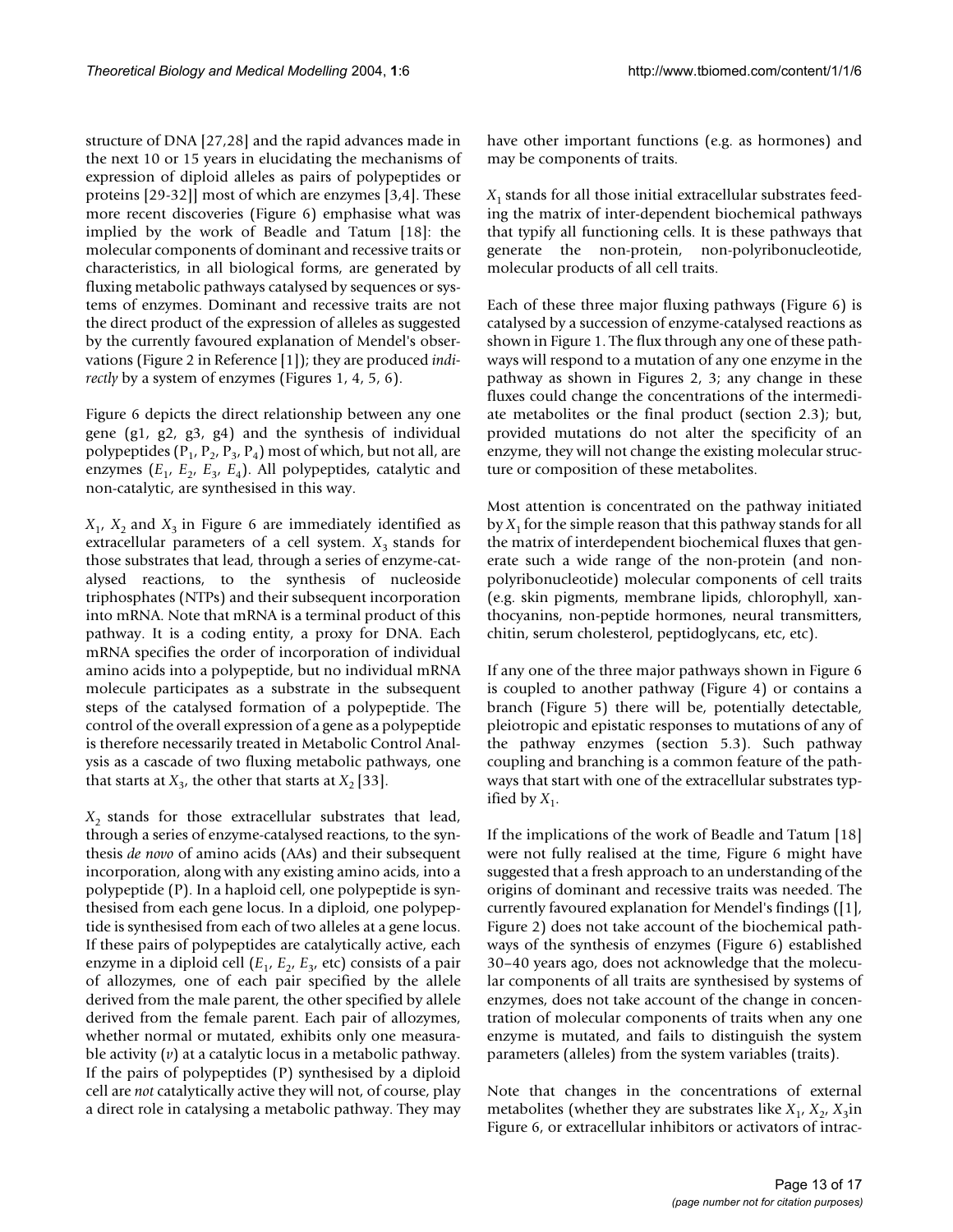structure of DNA [27,28] and the rapid advances made in the next 10 or 15 years in elucidating the mechanisms of expression of diploid alleles as pairs of polypeptides or proteins [29-32]] most of which are enzymes [3,4]. These more recent discoveries (Figure 6) emphasise what was implied by the work of Beadle and Tatum [18]: the molecular components of dominant and recessive traits or characteristics, in all biological forms, are generated by fluxing metabolic pathways catalysed by sequences or systems of enzymes. Dominant and recessive traits are not the direct product of the expression of alleles as suggested by the currently favoured explanation of Mendel's observations (Figure 2 in Reference [1]); they are produced *indirectly* by a system of enzymes (Figures 1, 4, 5, 6).

Figure 6 depicts the direct relationship between any one gene (g1, g2, g3, g4) and the synthesis of individual polypeptides ($P_1$, $P_2$, $P_3$, $P_4$) most of which, but not all, are enzymes ($E_1$, $E_2$, $E_3$, $E_4$). All polypeptides, catalytic and non-catalytic, are synthesised in this way.

$X_1$, $X_2$ and $X_3$ in Figure 6 are immediately identified as extracellular parameters of a cell system. $X_3$ stands for those substrates that lead, through a series of enzyme-catalysed reactions, to the synthesis of nucleoside triphosphates (NTPs) and their subsequent incorporation into mRNA. Note that mRNA is a terminal product of this pathway. It is a coding entity, a proxy for DNA. Each mRNA specifies the order of incorporation of individual amino acids into a polypeptide, but no individual mRNA molecule participates as a substrate in the subsequent steps of the catalysed formation of a polypeptide. The control of the overall expression of a gene as a polypeptide is therefore necessarily treated in Metabolic Control Analysis as a cascade of two fluxing metabolic pathways, one that starts at $X_3$, the other that starts at $X_2$ [33].

$X_2$ stands for those extracellular substrates that lead, through a series of enzyme-catalysed reactions, to the synthesis *de novo* of amino acids (AAs) and their subsequent incorporation, along with any existing amino acids, into a polypeptide (P). In a haploid cell, one polypeptide is synthesised from each gene locus. In a diploid, one polypeptide is synthesised from each of two alleles at a gene locus. If these pairs of polypeptides are catalytically active, each enzyme in a diploid cell ($E_1$, $E_2$, $E_3$, etc) consists of a pair of allozymes, one of each pair specified by the allele derived from the male parent, the other specified by allele derived from the female parent. Each pair of allozymes, whether normal or mutated, exhibits only one measurable activity ($v$) at a catalytic locus in a metabolic pathway. If the pairs of polypeptides (P) synthesised by a diploid cell are *not* catalytically active they will not, of course, play a direct role in catalysing a metabolic pathway. They may have other important functions (e.g. as hormones) and may be components of traits.

$X_1$ stands for all those initial extracellular substrates feeding the matrix of inter-dependent biochemical pathways that typify all functioning cells. It is these pathways that generate the non-protein, non-polyribonucleotide, molecular products of all cell traits.

Each of these three major fluxing pathways (Figure 6) is catalysed by a succession of enzyme-catalysed reactions as shown in Figure 1. The flux through any one of these pathways will respond to a mutation of any one enzyme in the pathway as shown in Figures 2, 3; any change in these fluxes could change the concentrations of the intermediate metabolites or the final product (section 2.3); but, provided mutations do not alter the specificity of an enzyme, they will not change the existing molecular structure or composition of these metabolites.

Most attention is concentrated on the pathway initiated by $X_1$ for the simple reason that this pathway stands for all the matrix of interdependent biochemical fluxes that generate such a wide range of the non-protein (and non-polyribonucleotide) molecular components of cell traits (e.g. skin pigments, membrane lipids, chlorophyll, xanthocyanins, non-peptide hormones, neural transmitters, chitin, serum cholesterol, peptidoglycans, etc, etc).

If any one of the three major pathways shown in Figure 6 is coupled to another pathway (Figure 4) or contains a branch (Figure 5) there will be, potentially detectable, pleiotropic and epistatic responses to mutations of any of the pathway enzymes (section 5.3). Such pathway coupling and branching is a common feature of the pathways that start with one of the extracellular substrates typified by $X_1$.

If the implications of the work of Beadle and Tatum [18] were not fully realised at the time, Figure 6 might have suggested that a fresh approach to an understanding of the origins of dominant and recessive traits was needed. The currently favoured explanation for Mendel's findings ([1], Figure 2) does not take account of the biochemical pathways of the synthesis of enzymes (Figure 6) established 30–40 years ago, does not acknowledge that the molecular components of all traits are synthesised by systems of enzymes, does not take account of the change in concentration of molecular components of traits when any one enzyme is mutated, and fails to distinguish the system parameters (alleles) from the system variables (traits).

Note that changes in the concentrations of external metabolites (whether they are substrates like $X_1$, $X_2$, $X_3$ in Figure 6, or extracellular inhibitors or activators of intrac-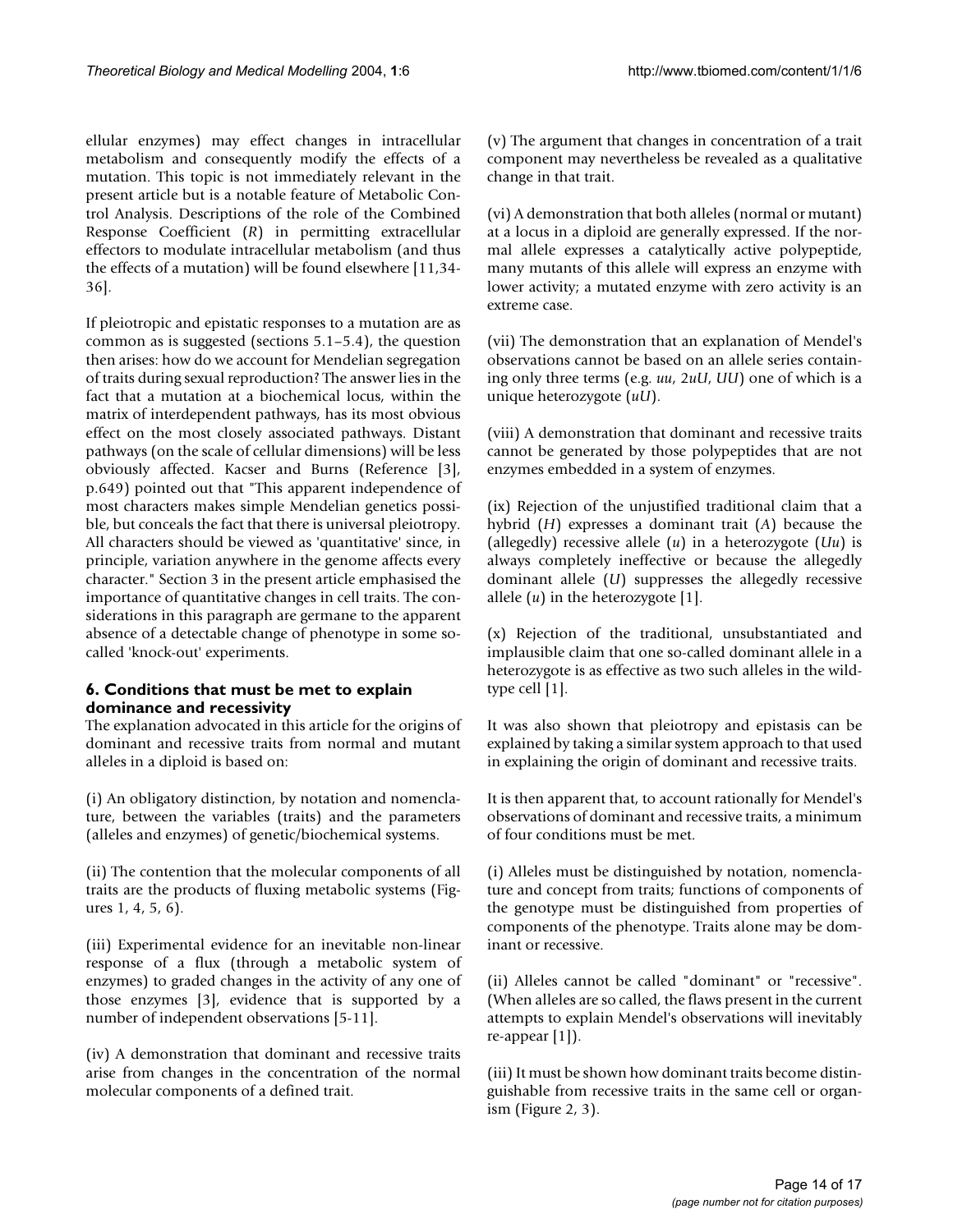ellular enzymes) may effect changes in intracellular metabolism and consequently modify the effects of a mutation. This topic is not immediately relevant in the present article but is a notable feature of Metabolic Control Analysis. Descriptions of the role of the Combined Response Coefficient (*R*) in permitting extracellular effectors to modulate intracellular metabolism (and thus the effects of a mutation) will be found elsewhere [11,34-36].

If pleiotropic and epistatic responses to a mutation are as common as is suggested (sections 5.1–5.4), the question then arises: how do we account for Mendelian segregation of traits during sexual reproduction? The answer lies in the fact that a mutation at a biochemical locus, within the matrix of interdependent pathways, has its most obvious effect on the most closely associated pathways. Distant pathways (on the scale of cellular dimensions) will be less obviously affected. Kacser and Burns (Reference [3], p.649) pointed out that "This apparent independence of most characters makes simple Mendelian genetics possible, but conceals the fact that there is universal pleiotropy. All characters should be viewed as 'quantitative' since, in principle, variation anywhere in the genome affects every character." Section 3 in the present article emphasised the importance of quantitative changes in cell traits. The considerations in this paragraph are germane to the apparent absence of a detectable change of phenotype in some so-called 'knock-out' experiments.

### 6. Conditions that must be met to explain dominance and recessivity

The explanation advocated in this article for the origins of dominant and recessive traits from normal and mutant alleles in a diploid is based on:

(i) An obligatory distinction, by notation and nomenclature, between the variables (traits) and the parameters (alleles and enzymes) of genetic/biochemical systems.

(ii) The contention that the molecular components of all traits are the products of fluxing metabolic systems (Figures 1, 4, 5, 6).

(iii) Experimental evidence for an inevitable non-linear response of a flux (through a metabolic system of enzymes) to graded changes in the activity of any one of those enzymes [3], evidence that is supported by a number of independent observations [5-11].

(iv) A demonstration that dominant and recessive traits arise from changes in the concentration of the normal molecular components of a defined trait.

(v) The argument that changes in concentration of a trait component may nevertheless be revealed as a qualitative change in that trait.

(vi) A demonstration that both alleles (normal or mutant) at a locus in a diploid are generally expressed. If the normal allele expresses a catalytically active polypeptide, many mutants of this allele will express an enzyme with lower activity; a mutated enzyme with zero activity is an extreme case.

(vii) The demonstration that an explanation of Mendel's observations cannot be based on an allele series containing only three terms (e.g. *uu*, 2*uU*, *UU*) one of which is a unique heterozygote (*uU*).

(viii) A demonstration that dominant and recessive traits cannot be generated by those polypeptides that are not enzymes embedded in a system of enzymes.

(ix) Rejection of the unjustified traditional claim that a hybrid (*H*) expresses a dominant trait (*A*) because the (allegedly) recessive allele (*u*) in a heterozygote (*Uu*) is always completely ineffective or because the allegedly dominant allele (*U*) suppresses the allegedly recessive allele (*u*) in the heterozygote [1].

(x) Rejection of the traditional, unsubstantiated and implausible claim that one so-called dominant allele in a heterozygote is as effective as two such alleles in the wild-type cell [1].

It was also shown that pleiotropy and epistasis can be explained by taking a similar system approach to that used in explaining the origin of dominant and recessive traits.

It is then apparent that, to account rationally for Mendel's observations of dominant and recessive traits, a minimum of four conditions must be met.

(i) Alleles must be distinguished by notation, nomenclature and concept from traits; functions of components of the genotype must be distinguished from properties of components of the phenotype. Traits alone may be dominant or recessive.

(ii) Alleles cannot be called "dominant" or "recessive". (When alleles are so called, the flaws present in the current attempts to explain Mendel's observations will inevitably re-appear [1]).

(iii) It must be shown how dominant traits become distinguishable from recessive traits in the same cell or organism (Figure 2, 3).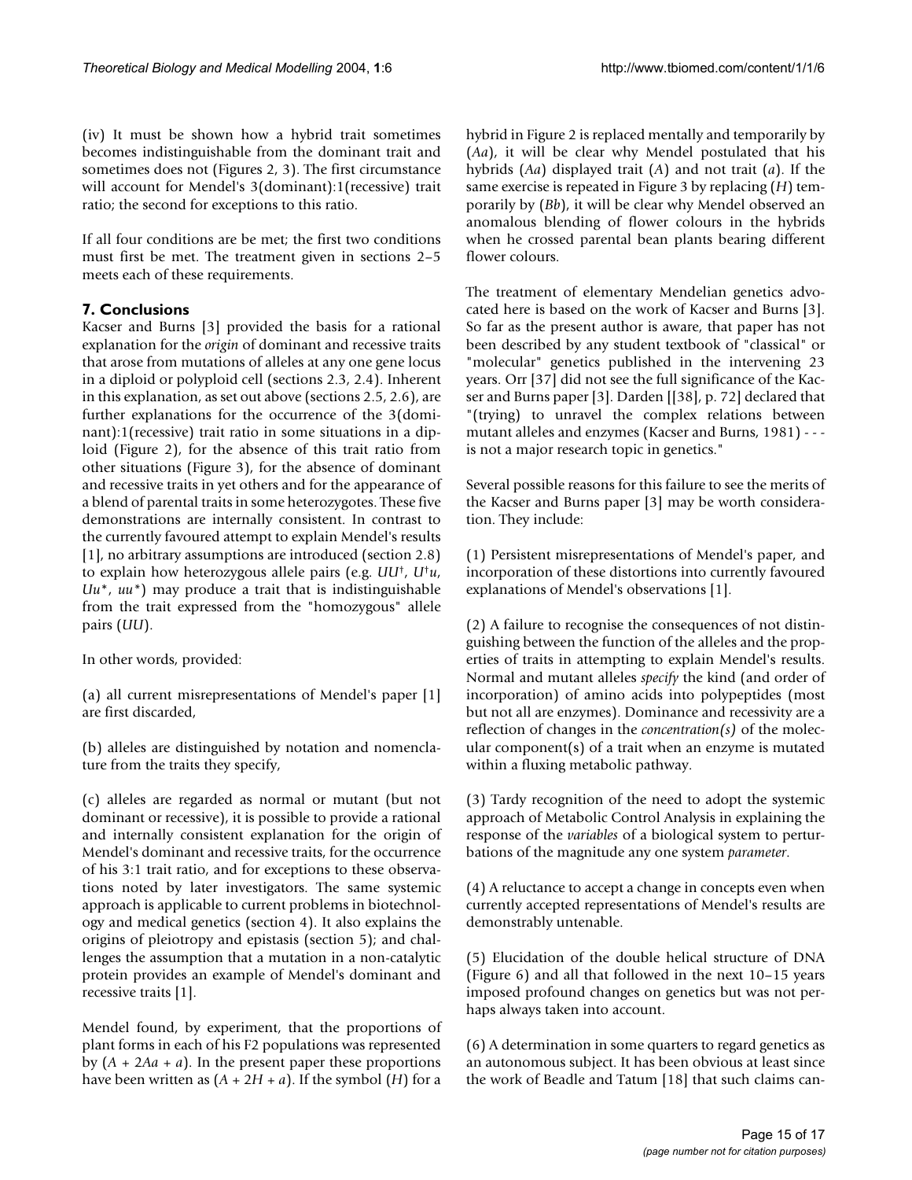(iv) It must be shown how a hybrid trait sometimes becomes indistinguishable from the dominant trait and sometimes does not (Figures 2, 3). The first circumstance will account for Mendel's 3(dominant):1(recessive) trait ratio; the second for exceptions to this ratio.

If all four conditions are be met; the first two conditions must first be met. The treatment given in sections 2–5 meets each of these requirements.

## 7. Conclusions

Kacser and Burns [3] provided the basis for a rational explanation for the *origin* of dominant and recessive traits that arose from mutations of alleles at any one gene locus in a diploid or polyploid cell (sections 2.3, 2.4). Inherent in this explanation, as set out above (sections 2.5, 2.6), are further explanations for the occurrence of the 3(dominant):1(recessive) trait ratio in some situations in a diploid (Figure 2), for the absence of this trait ratio from other situations (Figure 3), for the absence of dominant and recessive traits in yet others and for the appearance of a blend of parental traits in some heterozygotes. These five demonstrations are internally consistent. In contrast to the currently favoured attempt to explain Mendel's results [1], no arbitrary assumptions are introduced (section 2.8) to explain how heterozygous allele pairs (e.g. $UU^{\dagger}$, $U^{\dagger}u$, $Uu^{*}$, $uu^{*}$) may produce a trait that is indistinguishable from the trait expressed from the "homozygous" allele pairs (*UU*).

In other words, provided:

(a) all current misrepresentations of Mendel's paper [1] are first discarded,

(b) alleles are distinguished by notation and nomenclature from the traits they specify,

(c) alleles are regarded as normal or mutant (but not dominant or recessive), it is possible to provide a rational and internally consistent explanation for the origin of Mendel's dominant and recessive traits, for the occurrence of his 3:1 trait ratio, and for exceptions to these observations noted by later investigators. The same systemic approach is applicable to current problems in biotechnology and medical genetics (section 4). It also explains the origins of pleiotropy and epistasis (section 5); and challenges the assumption that a mutation in a non-catalytic protein provides an example of Mendel's dominant and recessive traits [1].

Mendel found, by experiment, that the proportions of plant forms in each of his F2 populations was represented by ($A + 2Aa + a$). In the present paper these proportions have been written as ($A + 2H + a$). If the symbol ($H$) for a hybrid in Figure 2 is replaced mentally and temporarily by ($Aa$), it will be clear why Mendel postulated that his hybrids ($Aa$) displayed trait ($A$) and not trait ($a$). If the same exercise is repeated in Figure 3 by replacing ($H$) temporarily by ($Bb$), it will be clear why Mendel observed an anomalous blending of flower colours in the hybrids when he crossed parental bean plants bearing different flower colours.

The treatment of elementary Mendelian genetics advocated here is based on the work of Kacser and Burns [3]. So far as the present author is aware, that paper has not been described by any student textbook of "classical" or "molecular" genetics published in the intervening 23 years. Orr [37] did not see the full significance of the Kacser and Burns paper [3]. Darden [[38], p. 72] declared that "(trying) to unravel the complex relations between mutant alleles and enzymes (Kacser and Burns, 1981) - - - is not a major research topic in genetics."

Several possible reasons for this failure to see the merits of the Kacser and Burns paper [3] may be worth consideration. They include:

(1) Persistent misrepresentations of Mendel's paper, and incorporation of these distortions into currently favoured explanations of Mendel's observations [1].

(2) A failure to recognise the consequences of not distinguishing between the function of the alleles and the properties of traits in attempting to explain Mendel's results. Normal and mutant alleles *specify* the kind (and order of incorporation) of amino acids into polypeptides (most but not all are enzymes). Dominance and recessivity are a reflection of changes in the *concentration(s)* of the molecular component(s) of a trait when an enzyme is mutated within a fluxing metabolic pathway.

(3) Tardy recognition of the need to adopt the systemic approach of Metabolic Control Analysis in explaining the response of the *variables* of a biological system to perturbations of the magnitude any one system *parameter*.

(4) A reluctance to accept a change in concepts even when currently accepted representations of Mendel's results are demonstrably untenable.

(5) Elucidation of the double helical structure of DNA (Figure 6) and all that followed in the next 10–15 years imposed profound changes on genetics but was not perhaps always taken into account.

(6) A determination in some quarters to regard genetics as an autonomous subject. It has been obvious at least since the work of Beadle and Tatum [18] that such claims can-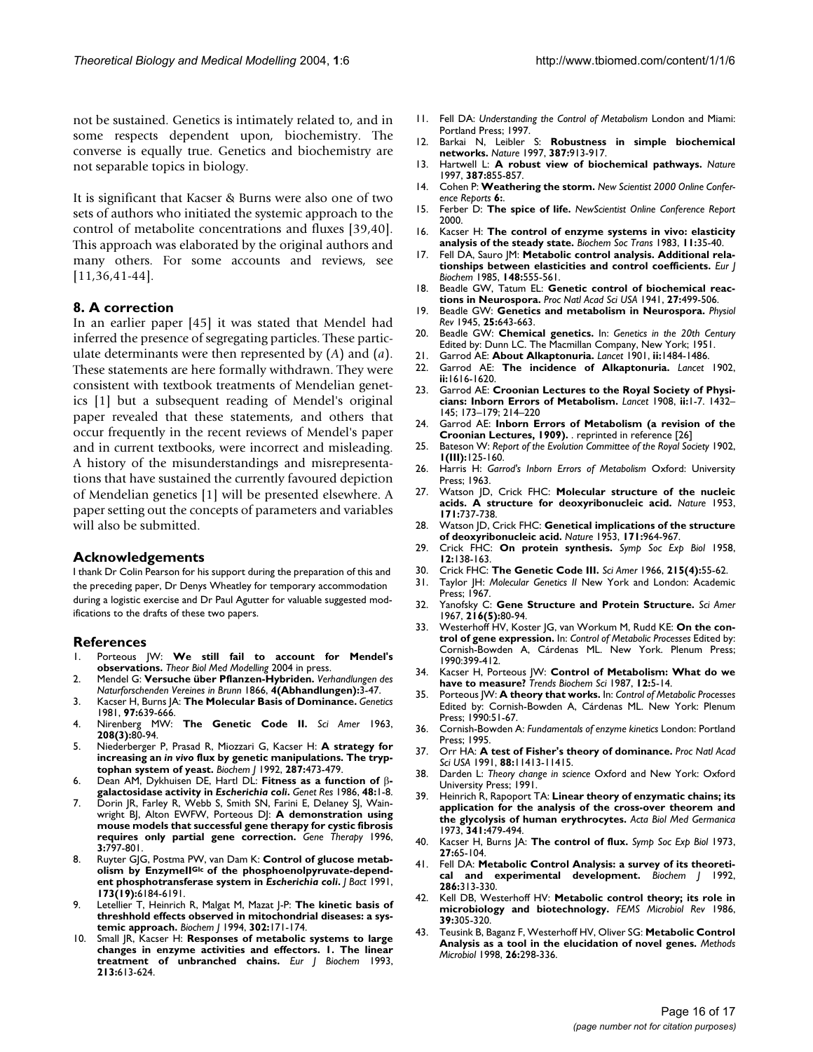not be sustained. Genetics is intimately related to, and in some respects dependent upon, biochemistry. The converse is equally true. Genetics and biochemistry are not separable topics in biology.

It is significant that Kacser & Burns were also one of two sets of authors who initiated the systemic approach to the control of metabolite concentrations and fluxes [39,40]. This approach was elaborated by the original authors and many others. For some accounts and reviews, see [11,36,41-44].

## 8. A correction

In an earlier paper [45] it was stated that Mendel had inferred the presence of segregating particles. These particulate determinants were then represented by (*A*) and (*a*). These statements are here formally withdrawn. They were consistent with textbook treatments of Mendelian genetics [1] but a subsequent reading of Mendel's original paper revealed that these statements, and others that occur frequently in the recent reviews of Mendel's paper and in current textbooks, were incorrect and misleading. A history of the misunderstandings and misrepresentations that have sustained the currently favoured depiction of Mendelian genetics [1] will be presented elsewhere. A paper setting out the concepts of parameters and variables will also be submitted.

## Acknowledgements

I thank Dr Colin Pearson for his support during the preparation of this and the preceding paper, Dr Denys Wheatley for temporary accommodation during a logistic exercise and Dr Paul Agutter for valuable suggested modifications to the drafts of these two papers.

## References

1. Porteous JW: **We still fail to account for Mendel's observations.** *Theor Biol Med Modelling* 2004 in press.
2. Mendel G: **Versuche über Pflanzen-Hybriden.** *Verhandlungen des Naturforschenden Vereines in Brunn* 1866, **4(Abhandlungen):**3-47.
3. Kacser H, Burns JA: **The Molecular Basis of Dominance.** *Genetics* 1981, **97:**639-666.
4. Nirenberg MW: **The Genetic Code II.** *Sci Amer* 1963, **208(3):**80-94.
5. Niederberger P, Prasad R, Miozzari G, Kacser H: **A strategy for increasing an *in vivo* flux by genetic manipulations. The tryptophan system of yeast.** *Biochem J* 1992, **287:**473-479.
6. Dean AM, Dykhuizen DE, Hartl DL: **Fitness as a function of β-galactosidase activity in *Escherichia coli*.** *Genet Res* 1986, **48:**1-8.
7. Dorin JR, Farley R, Webb S, Smith SN, Farini E, Delaney SJ, Wainwright BJ, Alton EWFW, Porteous DJ: **A demonstration using mouse models that successful gene therapy for cystic fibrosis requires only partial gene correction.** *Gene Therapy* 1996, **3:**797-801.
8. Ruyter GJG, Postma PW, van Dam K: **Control of glucose metabolism by EnzymeII$^{Glc}$ of the phosphoenolpyruvate-dependent phosphotransferase system in *Escherichia coli*.** *J Bact* 1991, **173(19):**6184-6191.
9. Letellier T, Heinrich R, Malgat M, Mazat J-P: **The kinetic basis of threshhold effects observed in mitochondrial diseases: a systemic approach.** *Biochem J* 1994, **302:**171-174.
10. Small JR, Kacser H: **Responses of metabolic systems to large changes in enzyme activities and effectors. 1. The linear treatment of unbranched chains.** *Eur J Biochem* 1993, **213:**613-624.
11. Fell DA: *Understanding the Control of Metabolism* London and Miami: Portland Press; 1997.
12. Barkai N, Leibler S: **Robustness in simple biochemical networks.** *Nature* 1997, **387:**913-917.
13. Hartwell L: **A robust view of biochemical pathways.** *Nature* 1997, **387:**855-857.
14. Cohen P: **Weathering the storm.** *New Scientist 2000 Online Conference Reports* **6:**.
15. Ferber D: **The spice of life.** *NewScientist Online Conference Report* 2000.
16. Kacser H: **The control of enzyme systems in vivo: elasticity analysis of the steady state.** *Biochem Soc Trans* 1983, **11:**35-40.
17. Fell DA, Sauro JM: **Metabolic control analysis. Additional relationships between elasticities and control coefficients.** *Eur J Biochem* 1985, **148:**555-561.
18. Beadle GW, Tatum EL: **Genetic control of biochemical reactions in Neurospora.** *Proc Natl Acad Sci USA* 1941, **27:**499-506.
19. Beadle GW: **Genetics and metabolism in Neurospora.** *Physiol Rev* 1945, **25:**643-663.
20. Beadle GW: **Chemical genetics.** In: *Genetics in the 20th Century* Edited by: Dunn LC. The Macmillan Company, New York; 1951.
21. Garrod AE: **About Alkaptonuria.** *Lancet* 1901, **ii:**1484-1486.
22. Garrod AE: **The incidence of Alkaptonuria.** *Lancet* 1902, **ii:**1616-1620.
23. Garrod AE: **Croonian Lectures to the Royal Society of Physicians: Inborn Errors of Metabolism.** *Lancet* 1908, **ii:**1-7. 1432–145; 173–179; 214–220
24. Garrod AE: **Inborn Errors of Metabolism (a revision of the Croonian Lectures, 1909).** . reprinted in reference [26]
25. Bateson W: *Report of the Evolution Committee of the Royal Society* 1902, **1(III):**125-160.
26. Harris H: *Garrod's Inborn Errors of Metabolism* Oxford: University Press; 1963.
27. Watson JD, Crick FHC: **Molecular structure of the nucleic acids. A structure for deoxyribonucleic acid.** *Nature* 1953, **171:**737-738.
28. Watson JD, Crick FHC: **Genetical implications of the structure of deoxyribonucleic acid.** *Nature* 1953, **171:**964-967.
29. Crick FHC: **On protein synthesis.** *Symp Soc Exp Biol* 1958, **12:**138-163.
30. Crick FHC: **The Genetic Code III.** *Sci Amer* 1966, **215(4):**55-62.
31. Taylor JH: *Molecular Genetics II* New York and London: Academic Press; 1967.
32. Yanofsky C: **Gene Structure and Protein Structure.** *Sci Amer* 1967, **216(5):**80-94.
33. Westerhoff HV, Koster JG, van Workum M, Rudd KE: **On the control of gene expression.** In: *Control of Metabolic Processes* Edited by: Cornish-Bowden A, Cárdenas ML. New York. Plenum Press; 1990:399-412.
34. Kacser H, Porteous JW: **Control of Metabolism: What do we have to measure?** *Trends Biochem Sci* 1987, **12:**5-14.
35. Porteous JW: **A theory that works.** In: *Control of Metabolic Processes* Edited by: Cornish-Bowden A, Cárdenas ML. New York: Plenum Press; 1990:51-67.
36. Cornish-Bowden A: *Fundamentals of enzyme kinetics* London: Portland Press; 1995.
37. Orr HA: **A test of Fisher's theory of dominance.** *Proc Natl Acad Sci USA* 1991, **88:**11413-11415.
38. Darden L: *Theory change in science* Oxford and New York: Oxford University Press; 1991.
39. Heinrich R, Rapoport TA: **Linear theory of enzymatic chains; its application for the analysis of the cross-over theorem and the glycolysis of human erythrocytes.** *Acta Biol Med Germanica* 1973, **341:**479-494.
40. Kacser H, Burns JA: **The control of flux.** *Symp Soc Exp Biol* 1973, **27:**65-104.
41. Fell DA: **Metabolic Control Analysis: a survey of its theoretical and experimental development.** *Biochem J* 1992, **286:**313-330.
42. Kell DB, Westerhoff HV: **Metabolic control theory; its role in microbiology and biotechnology.** *FEMS Microbiol Rev* 1986, **39:**305-320.
43. Teusink B, Baganz F, Westerhoff HV, Oliver SG: **Metabolic Control Analysis as a tool in the elucidation of novel genes.** *Methods Microbiol* 1998, **26:**298-336.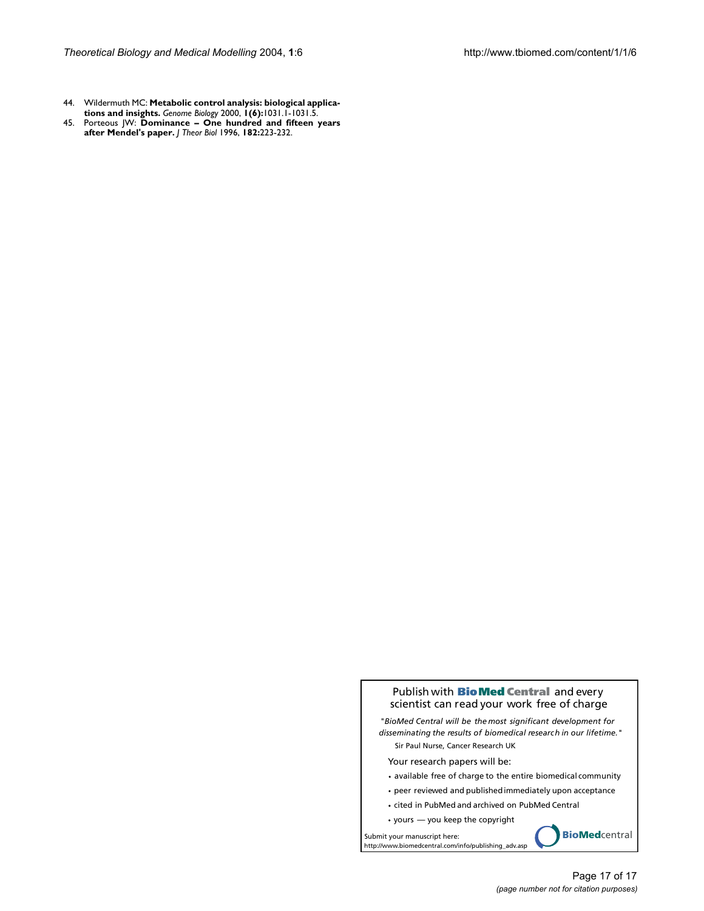44. Wildermuth MC: **Metabolic control analysis: biological applications and insights.** *Genome Biology* 2000, **1(6):**1031.1-1031.5.
45. Porteous JW: **Dominance – One hundred and fifteen years after Mendel's paper.** *J Theor Biol* 1996, **182:**223-232.

Publish with **BioMed Central** and every scientist can read your work free of charge

*"BioMed Central will be the most significant development for disseminating the results of biomedical research in our lifetime."*

Sir Paul Nurse, Cancer Research UK

Your research papers will be:

- available free of charge to the entire biomedical community
- peer reviewed and published immediately upon acceptance
- cited in PubMed and archived on PubMed Central
- yours — you keep the copyright

Submit your manuscript here:
http://www.biomedcentral.com/info/publishing_adv.asp

**BioMed**central